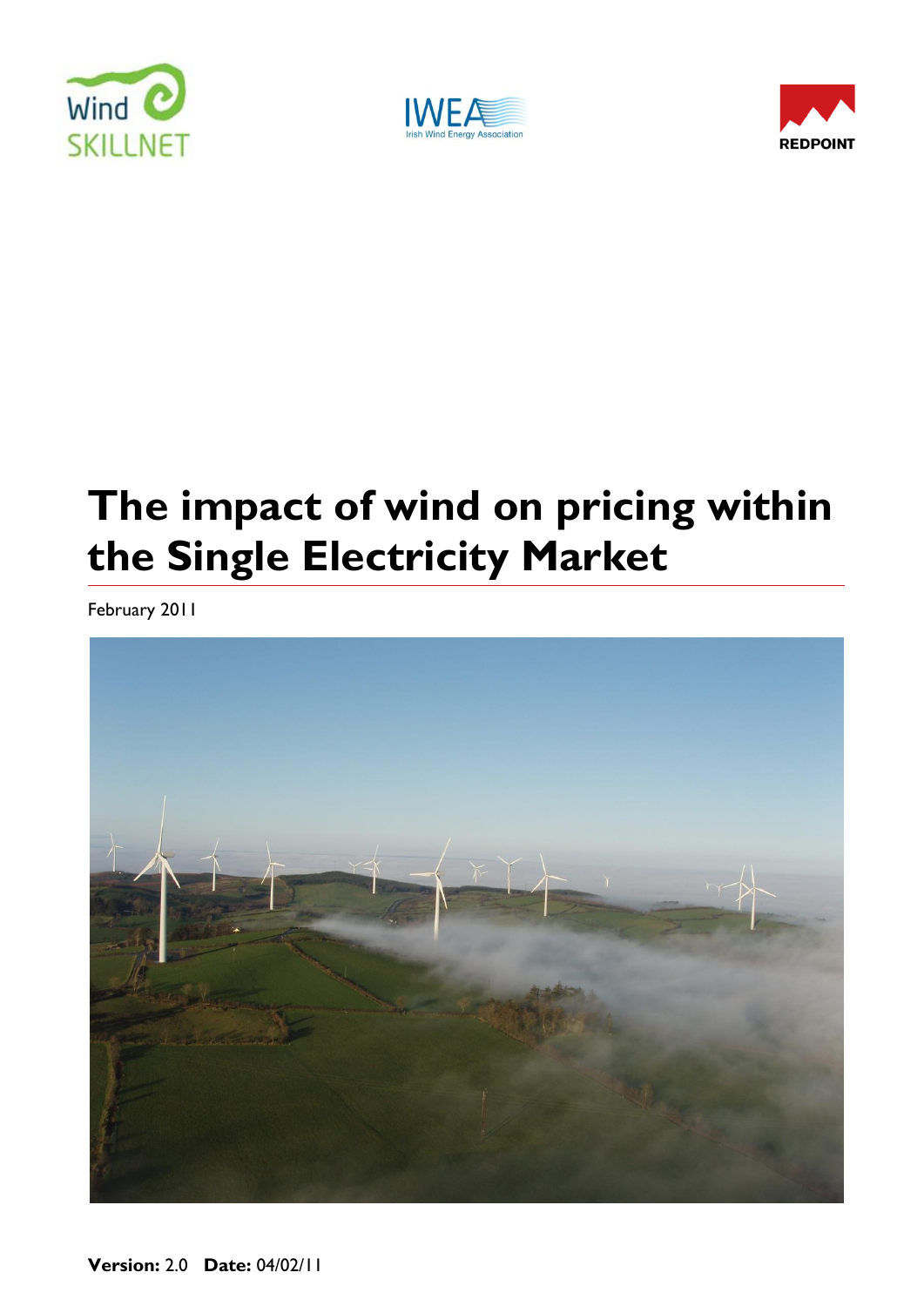Wind SKILLNET

IWEA Irish Wind Energy Association

REDPOINT

# The impact of wind on pricing within the Single Electricity Market

February 2011

**Version:** 2.0 **Date:** 04/02/11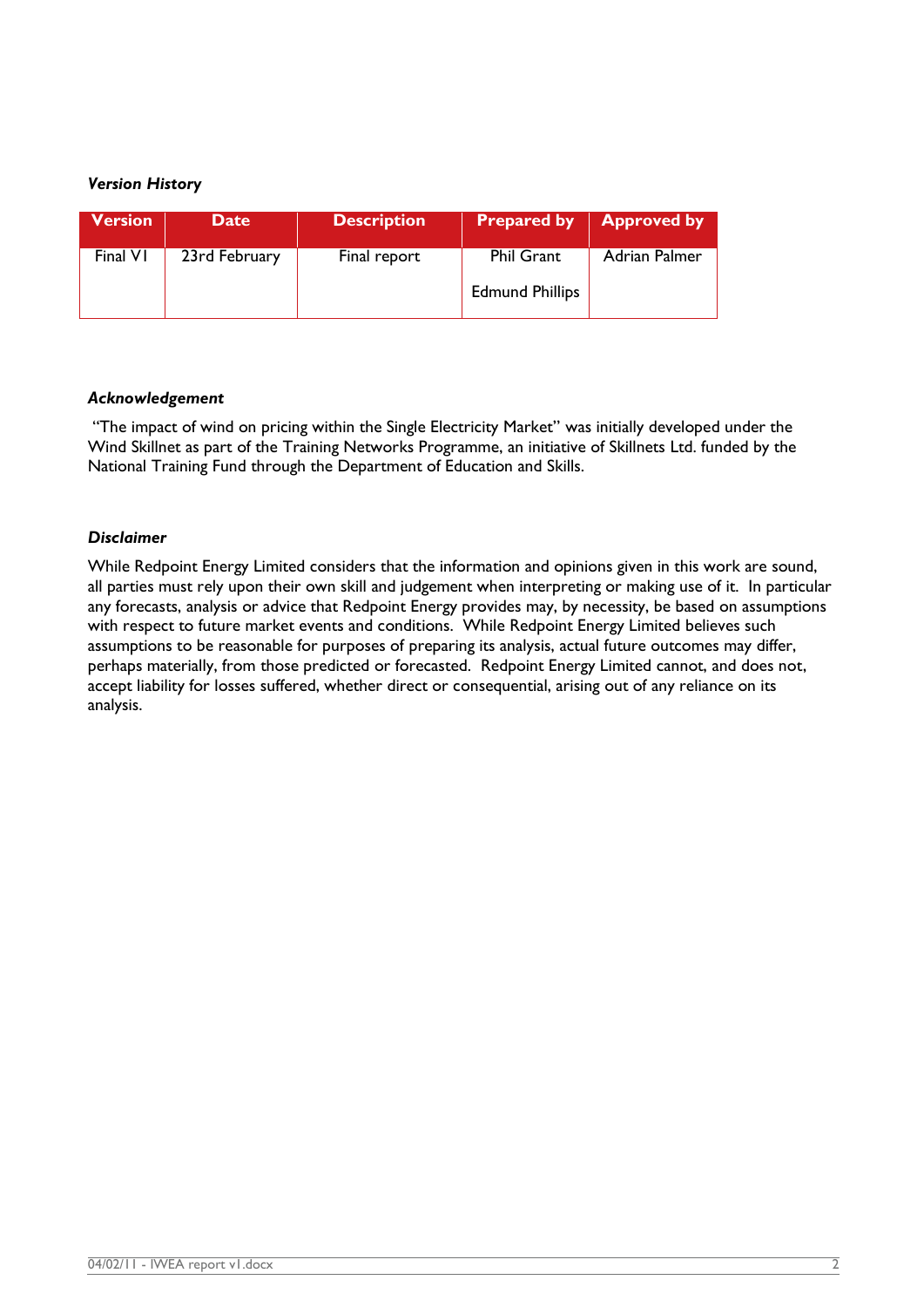*Version History*

| Version | Date | Description | Prepared by | Approved by |
|---|---|---|---|---|
| Final V1 | 23rd February | Final report | Phil Grant<br>Edmund Phillips | Adrian Palmer |

***Acknowledgement***

"The impact of wind on pricing within the Single Electricity Market" was initially developed under the Wind Skillnet as part of the Training Networks Programme, an initiative of Skillnets Ltd. funded by the National Training Fund through the Department of Education and Skills.

***Disclaimer***

While Redpoint Energy Limited considers that the information and opinions given in this work are sound, all parties must rely upon their own skill and judgement when interpreting or making use of it. In particular any forecasts, analysis or advice that Redpoint Energy provides may, by necessity, be based on assumptions with respect to future market events and conditions. While Redpoint Energy Limited believes such assumptions to be reasonable for purposes of preparing its analysis, actual future outcomes may differ, perhaps materially, from those predicted or forecasted. Redpoint Energy Limited cannot, and does not, accept liability for losses suffered, whether direct or consequential, arising out of any reliance on its analysis.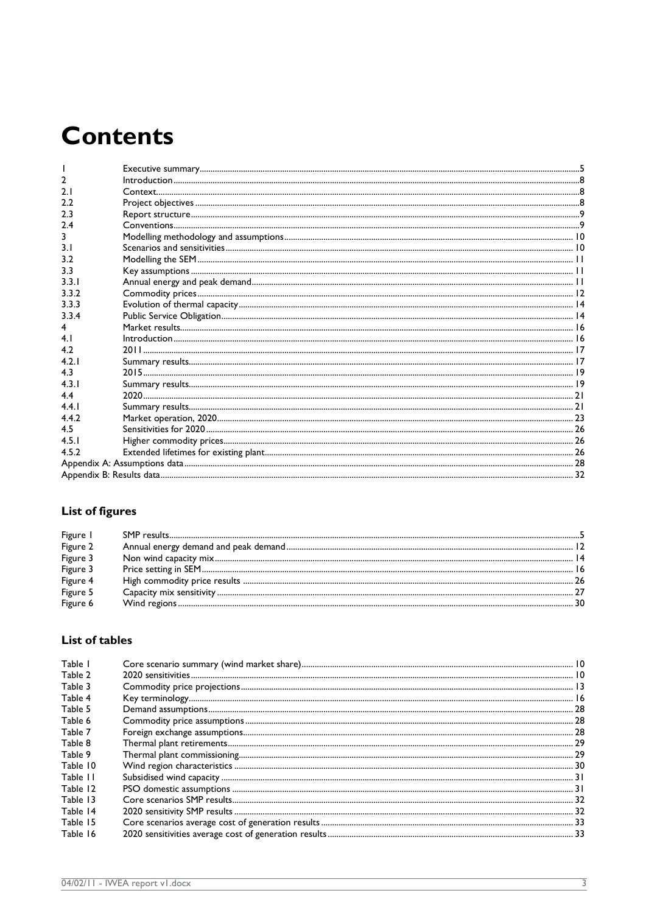# Contents

| | | |
|---|---|---|
| 1 | Executive summary | 5 |
| 2 | Introduction | 8 |
| 2.1 | Context | 8 |
| 2.2 | Project objectives | 8 |
| 2.3 | Report structure | 9 |
| 2.4 | Conventions | 9 |
| 3 | Modelling methodology and assumptions | 10 |
| 3.1 | Scenarios and sensitivities | 10 |
| 3.2 | Modelling the SEM | 11 |
| 3.3 | Key assumptions | 11 |
| 3.3.1 | Annual energy and peak demand | 11 |
| 3.3.2 | Commodity prices | 12 |
| 3.3.3 | Evolution of thermal capacity | 14 |
| 3.3.4 | Public Service Obligation | 14 |
| 4 | Market results | 16 |
| 4.1 | Introduction | 16 |
| 4.2 | 2011 | 17 |
| 4.2.1 | Summary results | 17 |
| 4.3 | 2015 | 19 |
| 4.3.1 | Summary results | 19 |
| 4.4 | 2020 | 21 |
| 4.4.1 | Summary results | 21 |
| 4.4.2 | Market operation, 2020 | 23 |
| 4.5 | Sensitivities for 2020 | 26 |
| 4.5.1 | Higher commodity prices | 26 |
| 4.5.2 | Extended lifetimes for existing plant | 26 |
| Appendix A: Assumptions data | | 28 |
| Appendix B: Results data | | 32 |

## List of figures

| | | |
|---|---|---|
| Figure 1 | SMP results | 5 |
| Figure 2 | Annual energy demand and peak demand | 12 |
| Figure 3 | Non wind capacity mix | 14 |
| Figure 3 | Price setting in SEM | 16 |
| Figure 4 | High commodity price results | 26 |
| Figure 5 | Capacity mix sensitivity | 27 |
| Figure 6 | Wind regions | 30 |

## List of tables

| | | |
|---|---|---|
| Table 1 | Core scenario summary (wind market share) | 10 |
| Table 2 | 2020 sensitivities | 10 |
| Table 3 | Commodity price projections | 13 |
| Table 4 | Key terminology | 16 |
| Table 5 | Demand assumptions | 28 |
| Table 6 | Commodity price assumptions | 28 |
| Table 7 | Foreign exchange assumptions | 28 |
| Table 8 | Thermal plant retirements | 29 |
| Table 9 | Thermal plant commissioning | 29 |
| Table 10 | Wind region characteristics | 30 |
| Table 11 | Subsidised wind capacity | 31 |
| Table 12 | PSO domestic assumptions | 31 |
| Table 13 | Core scenarios SMP results | 32 |
| Table 14 | 2020 sensitivity SMP results | 32 |
| Table 15 | Core scenarios average cost of generation results | 33 |
| Table 16 | 2020 sensitivities average cost of generation results | 33 |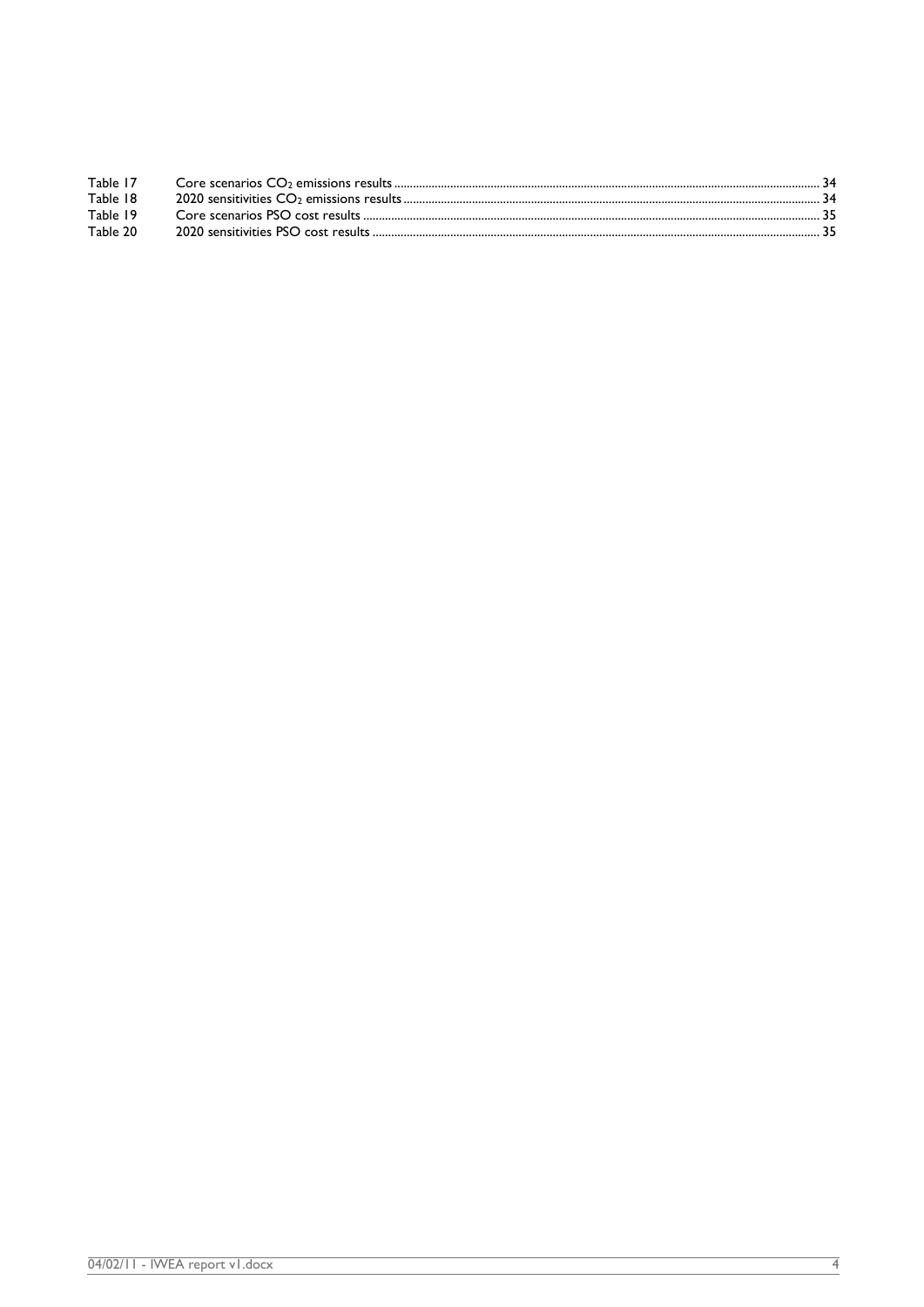| | | |
|---|---|---|
| Table 17 | Core scenarios $CO_2$ emissions results | 34 |
| Table 18 | 2020 sensitivities $CO_2$ emissions results | 34 |
| Table 19 | Core scenarios PSO cost results | 35 |
| Table 20 | 2020 sensitivities PSO cost results | 35 |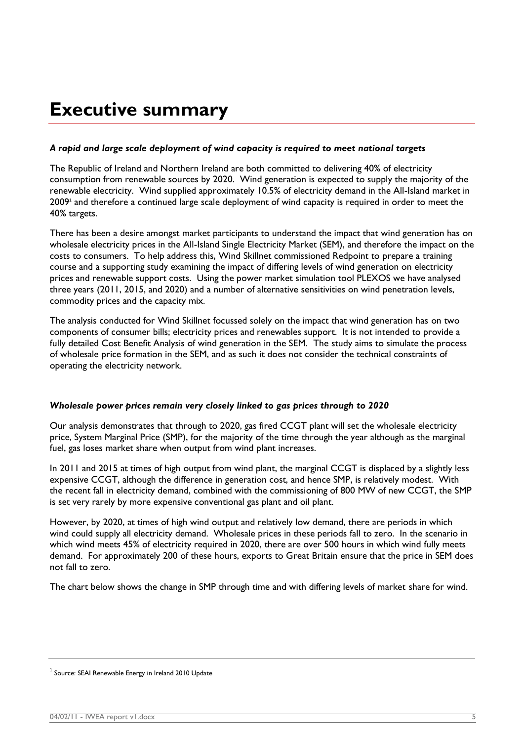# Executive summary

***A rapid and large scale deployment of wind capacity is required to meet national targets***

The Republic of Ireland and Northern Ireland are both committed to delivering 40% of electricity consumption from renewable sources by 2020. Wind generation is expected to supply the majority of the renewable electricity. Wind supplied approximately 10.5% of electricity demand in the All-Island market in 2009[1] and therefore a continued large scale deployment of wind capacity is required in order to meet the 40% targets.

There has been a desire amongst market participants to understand the impact that wind generation has on wholesale electricity prices in the All-Island Single Electricity Market (SEM), and therefore the impact on the costs to consumers. To help address this, Wind Skillnet commissioned Redpoint to prepare a training course and a supporting study examining the impact of differing levels of wind generation on electricity prices and renewable support costs. Using the power market simulation tool PLEXOS we have analysed three years (2011, 2015, and 2020) and a number of alternative sensitivities on wind penetration levels, commodity prices and the capacity mix.

The analysis conducted for Wind Skillnet focussed solely on the impact that wind generation has on two components of consumer bills; electricity prices and renewables support. It is not intended to provide a fully detailed Cost Benefit Analysis of wind generation in the SEM. The study aims to simulate the process of wholesale price formation in the SEM, and as such it does not consider the technical constraints of operating the electricity network.

***Wholesale power prices remain very closely linked to gas prices through to 2020***

Our analysis demonstrates that through to 2020, gas fired CCGT plant will set the wholesale electricity price, System Marginal Price (SMP), for the majority of the time through the year although as the marginal fuel, gas loses market share when output from wind plant increases.

In 2011 and 2015 at times of high output from wind plant, the marginal CCGT is displaced by a slightly less expensive CCGT, although the difference in generation cost, and hence SMP, is relatively modest. With the recent fall in electricity demand, combined with the commissioning of 800 MW of new CCGT, the SMP is set very rarely by more expensive conventional gas plant and oil plant.

However, by 2020, at times of high wind output and relatively low demand, there are periods in which wind could supply all electricity demand. Wholesale prices in these periods fall to zero. In the scenario in which wind meets 45% of electricity required in 2020, there are over 500 hours in which wind fully meets demand. For approximately 200 of these hours, exports to Great Britain ensure that the price in SEM does not fall to zero.

The chart below shows the change in SMP through time and with differing levels of market share for wind.

---

[1] Source: SEAI Renewable Energy in Ireland 2010 Update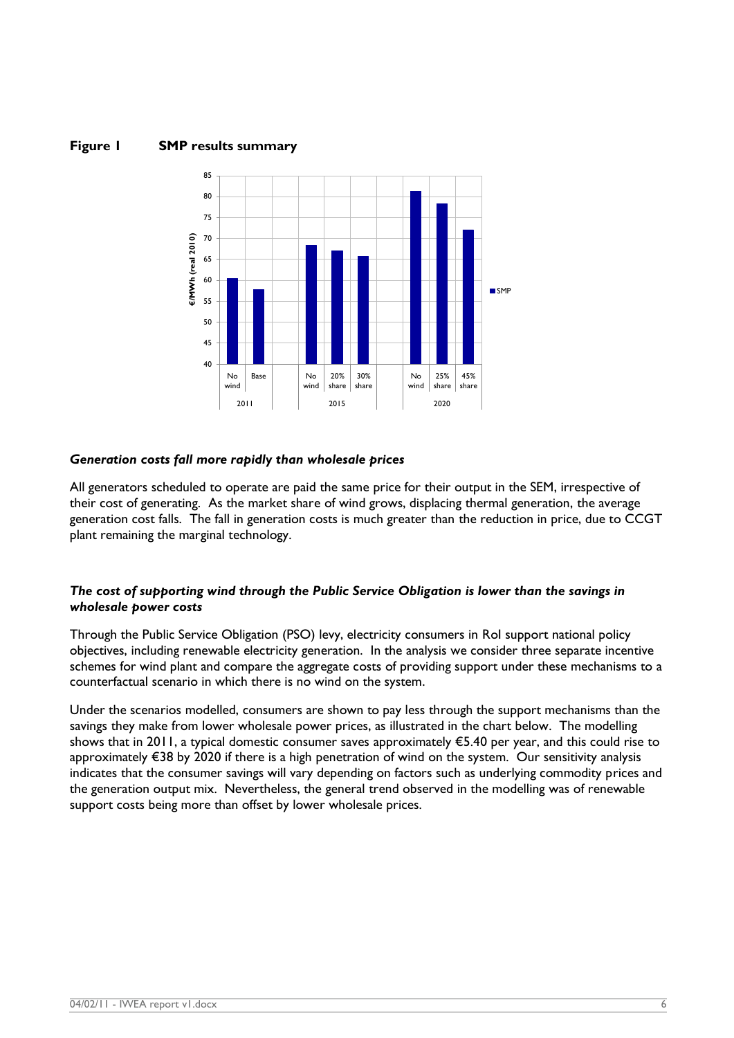**Figure 1 SMP results summary**

#### *Generation costs fall more rapidly than wholesale prices*

All generators scheduled to operate are paid the same price for their output in the SEM, irrespective of their cost of generating. As the market share of wind grows, displacing thermal generation, the average generation cost falls. The fall in generation costs is much greater than the reduction in price, due to CCGT plant remaining the marginal technology.

#### *The cost of supporting wind through the Public Service Obligation is lower than the savings in wholesale power costs*

Through the Public Service Obligation (PSO) levy, electricity consumers in RoI support national policy objectives, including renewable electricity generation. In the analysis we consider three separate incentive schemes for wind plant and compare the aggregate costs of providing support under these mechanisms to a counterfactual scenario in which there is no wind on the system.

Under the scenarios modelled, consumers are shown to pay less through the support mechanisms than the savings they make from lower wholesale power prices, as illustrated in the chart below. The modelling shows that in 2011, a typical domestic consumer saves approximately €5.40 per year, and this could rise to approximately €38 by 2020 if there is a high penetration of wind on the system. Our sensitivity analysis indicates that the consumer savings will vary depending on factors such as underlying commodity prices and the generation output mix. Nevertheless, the general trend observed in the modelling was of renewable support costs being more than offset by lower wholesale prices.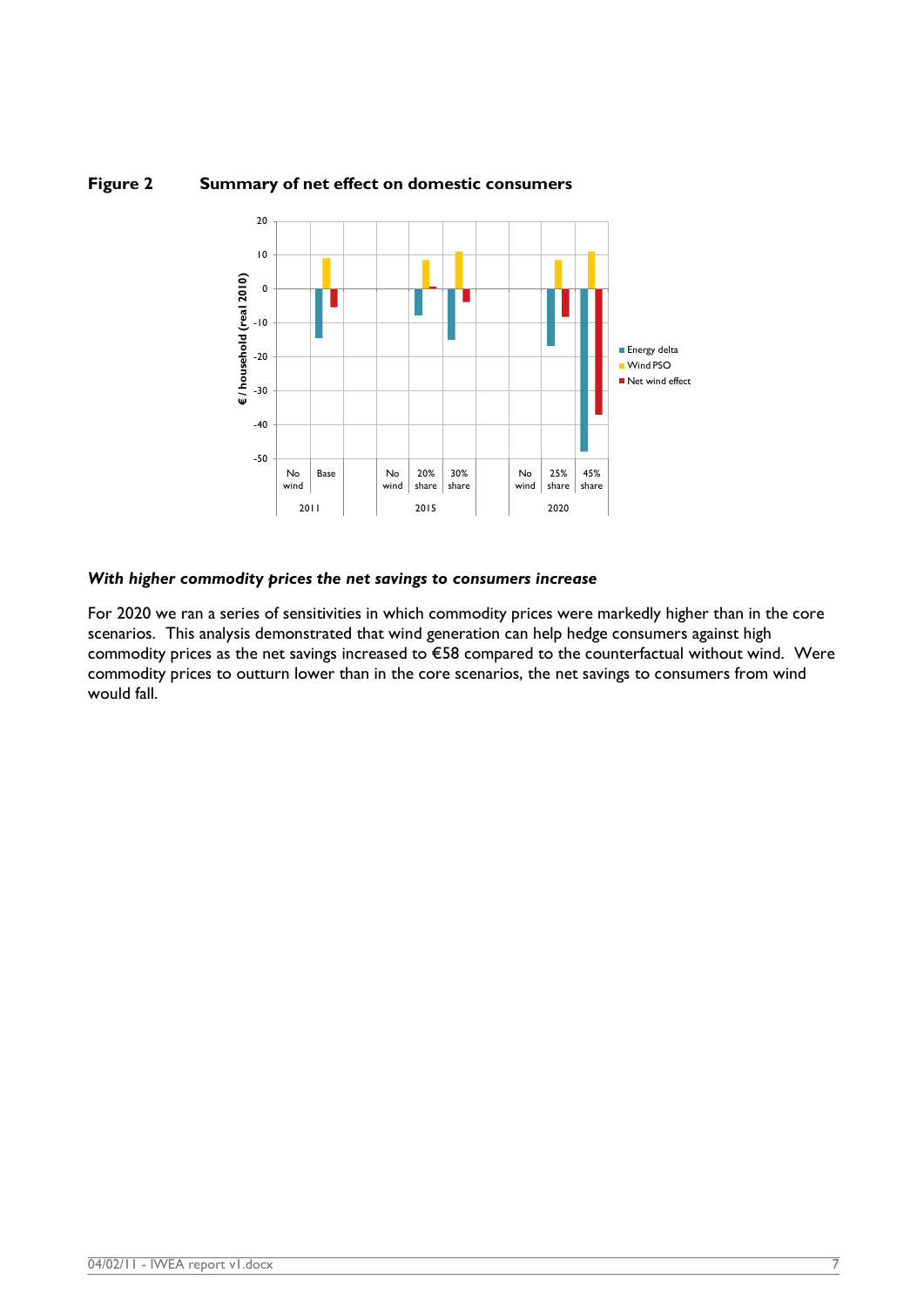**Figure 2	Summary of net effect on domestic consumers**

***With higher commodity prices the net savings to consumers increase***

For 2020 we ran a series of sensitivities in which commodity prices were markedly higher than in the core scenarios. This analysis demonstrated that wind generation can help hedge consumers against high commodity prices as the net savings increased to €58 compared to the counterfactual without wind. Were commodity prices to outturn lower than in the core scenarios, the net savings to consumers from wind would fall.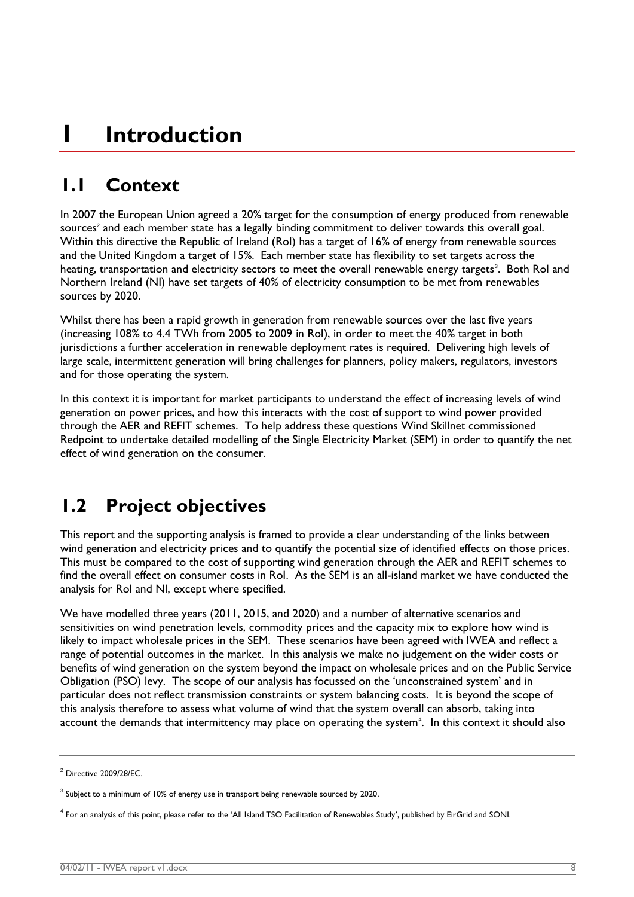# 1 Introduction

## 1.1 Context

In 2007 the European Union agreed a 20% target for the consumption of energy produced from renewable sources[2] and each member state has a legally binding commitment to deliver towards this overall goal. Within this directive the Republic of Ireland (RoI) has a target of 16% of energy from renewable sources and the United Kingdom a target of 15%. Each member state has flexibility to set targets across the heating, transportation and electricity sectors to meet the overall renewable energy targets[3]. Both RoI and Northern Ireland (NI) have set targets of 40% of electricity consumption to be met from renewables sources by 2020.

Whilst there has been a rapid growth in generation from renewable sources over the last five years (increasing 108% to 4.4 TWh from 2005 to 2009 in RoI), in order to meet the 40% target in both jurisdictions a further acceleration in renewable deployment rates is required. Delivering high levels of large scale, intermittent generation will bring challenges for planners, policy makers, regulators, investors and for those operating the system.

In this context it is important for market participants to understand the effect of increasing levels of wind generation on power prices, and how this interacts with the cost of support to wind power provided through the AER and REFIT schemes. To help address these questions Wind Skillnet commissioned Redpoint to undertake detailed modelling of the Single Electricity Market (SEM) in order to quantify the net effect of wind generation on the consumer.

## 1.2 Project objectives

This report and the supporting analysis is framed to provide a clear understanding of the links between wind generation and electricity prices and to quantify the potential size of identified effects on those prices. This must be compared to the cost of supporting wind generation through the AER and REFIT schemes to find the overall effect on consumer costs in RoI. As the SEM is an all-island market we have conducted the analysis for RoI and NI, except where specified.

We have modelled three years (2011, 2015, and 2020) and a number of alternative scenarios and sensitivities on wind penetration levels, commodity prices and the capacity mix to explore how wind is likely to impact wholesale prices in the SEM. These scenarios have been agreed with IWEA and reflect a range of potential outcomes in the market. In this analysis we make no judgement on the wider costs or benefits of wind generation on the system beyond the impact on wholesale prices and on the Public Service Obligation (PSO) levy. The scope of our analysis has focussed on the 'unconstrained system' and in particular does not reflect transmission constraints or system balancing costs. It is beyond the scope of this analysis therefore to assess what volume of wind that the system overall can absorb, taking into account the demands that intermittency may place on operating the system[4]. In this context it should also

---

[2] Directive 2009/28/EC.

[3] Subject to a minimum of 10% of energy use in transport being renewable sourced by 2020.

[4] For an analysis of this point, please refer to the 'All Island TSO Facilitation of Renewables Study', published by EirGrid and SONI.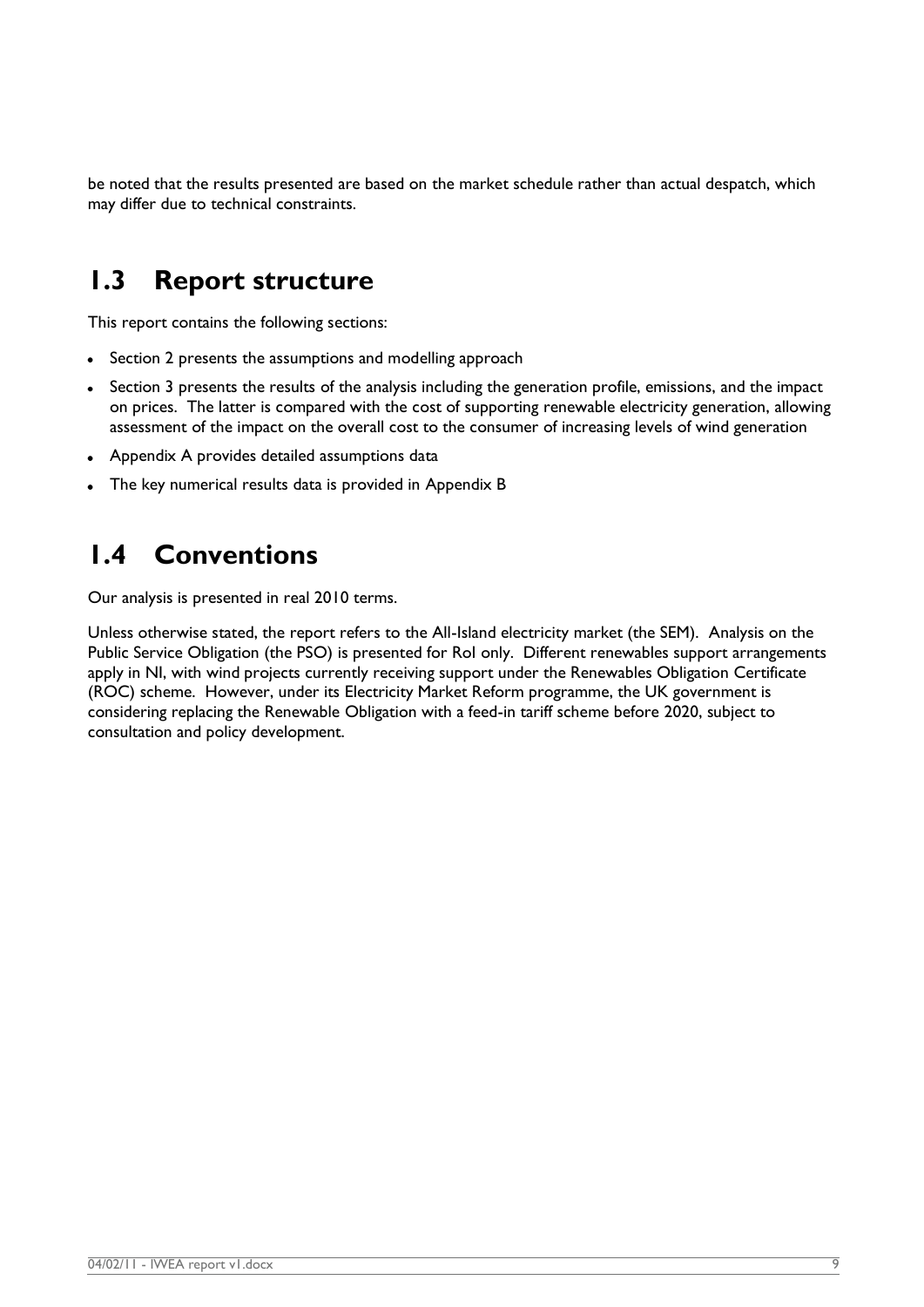be noted that the results presented are based on the market schedule rather than actual despatch, which may differ due to technical constraints.

## 1.3 Report structure

This report contains the following sections:

- Section 2 presents the assumptions and modelling approach
- Section 3 presents the results of the analysis including the generation profile, emissions, and the impact on prices. The latter is compared with the cost of supporting renewable electricity generation, allowing assessment of the impact on the overall cost to the consumer of increasing levels of wind generation
- Appendix A provides detailed assumptions data
- The key numerical results data is provided in Appendix B

## 1.4 Conventions

Our analysis is presented in real 2010 terms.

Unless otherwise stated, the report refers to the All-Island electricity market (the SEM). Analysis on the Public Service Obligation (the PSO) is presented for RoI only. Different renewables support arrangements apply in NI, with wind projects currently receiving support under the Renewables Obligation Certificate (ROC) scheme. However, under its Electricity Market Reform programme, the UK government is considering replacing the Renewable Obligation with a feed-in tariff scheme before 2020, subject to consultation and policy development.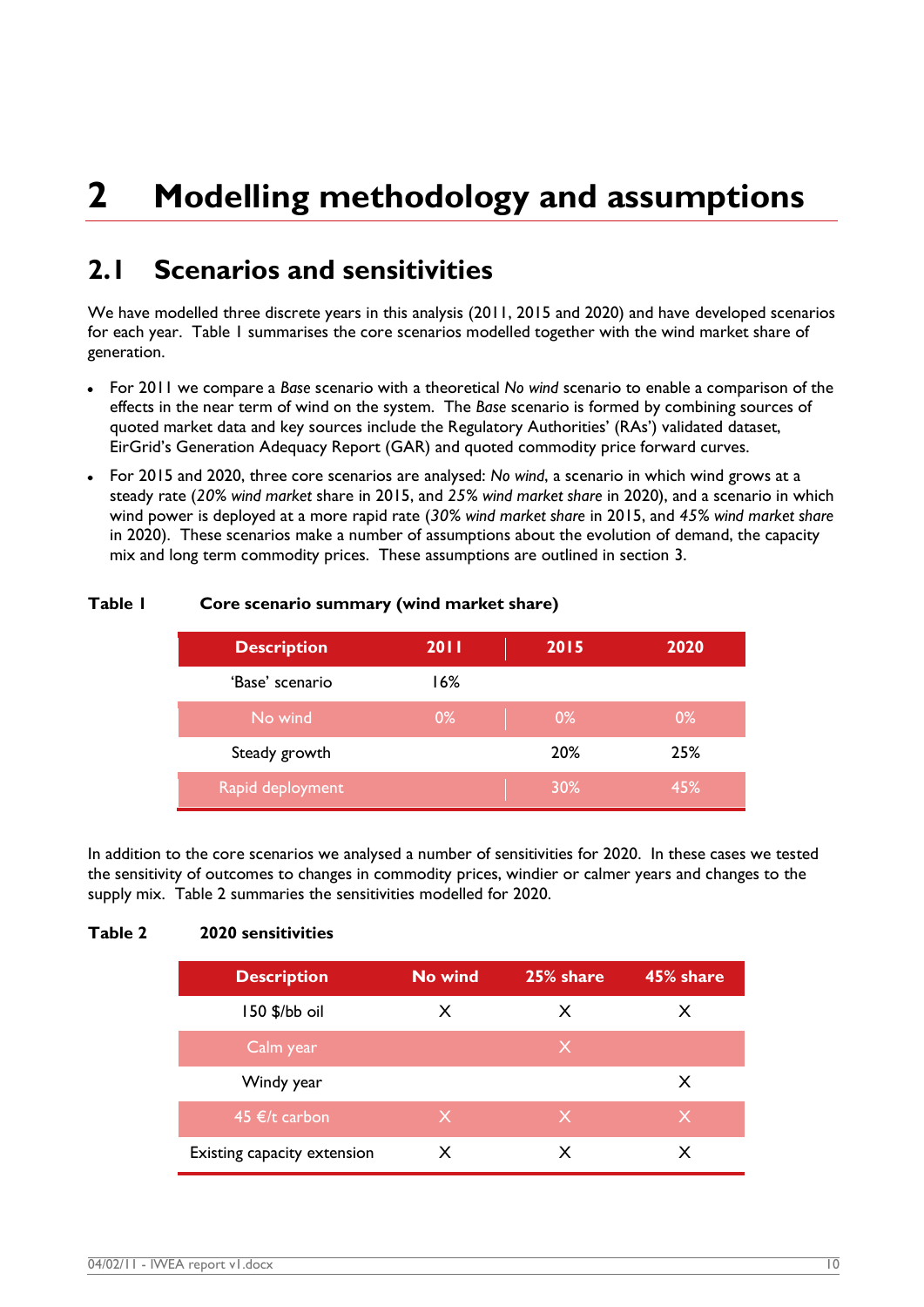# 2 Modelling methodology and assumptions

## 2.1 Scenarios and sensitivities

We have modelled three discrete years in this analysis (2011, 2015 and 2020) and have developed scenarios for each year. Table 1 summarises the core scenarios modelled together with the wind market share of generation.

- For 2011 we compare a *Base* scenario with a theoretical *No wind* scenario to enable a comparison of the effects in the near term of wind on the system. The *Base* scenario is formed by combining sources of quoted market data and key sources include the Regulatory Authorities' (RAs') validated dataset, EirGrid's Generation Adequacy Report (GAR) and quoted commodity price forward curves.
- For 2015 and 2020, three core scenarios are analysed: *No wind*, a scenario in which wind grows at a steady rate (*20% wind market* share in 2015, and *25% wind market share* in 2020), and a scenario in which wind power is deployed at a more rapid rate (*30% wind market share* in 2015, and *45% wind market share* in 2020). These scenarios make a number of assumptions about the evolution of demand, the capacity mix and long term commodity prices. These assumptions are outlined in section 3.

**Table 1 Core scenario summary (wind market share)**

| Description | 2011 | 2015 | 2020 |
|---|---|---|---|
| 'Base' scenario | 16% | | |
| No wind | 0% | 0% | 0% |
| Steady growth | | 20% | 25% |
| Rapid deployment | | 30% | 45% |

In addition to the core scenarios we analysed a number of sensitivities for 2020. In these cases we tested the sensitivity of outcomes to changes in commodity prices, windier or calmer years and changes to the supply mix. Table 2 summaries the sensitivities modelled for 2020.

**Table 2 2020 sensitivities**

| Description | No wind | 25% share | 45% share |
|---|---|---|---|
| 150 $/bb oil | X | X | X |
| Calm year | | X | |
| Windy year | | | X |
| 45 €/t carbon | X | X | X |
| Existing capacity extension | X | X | X |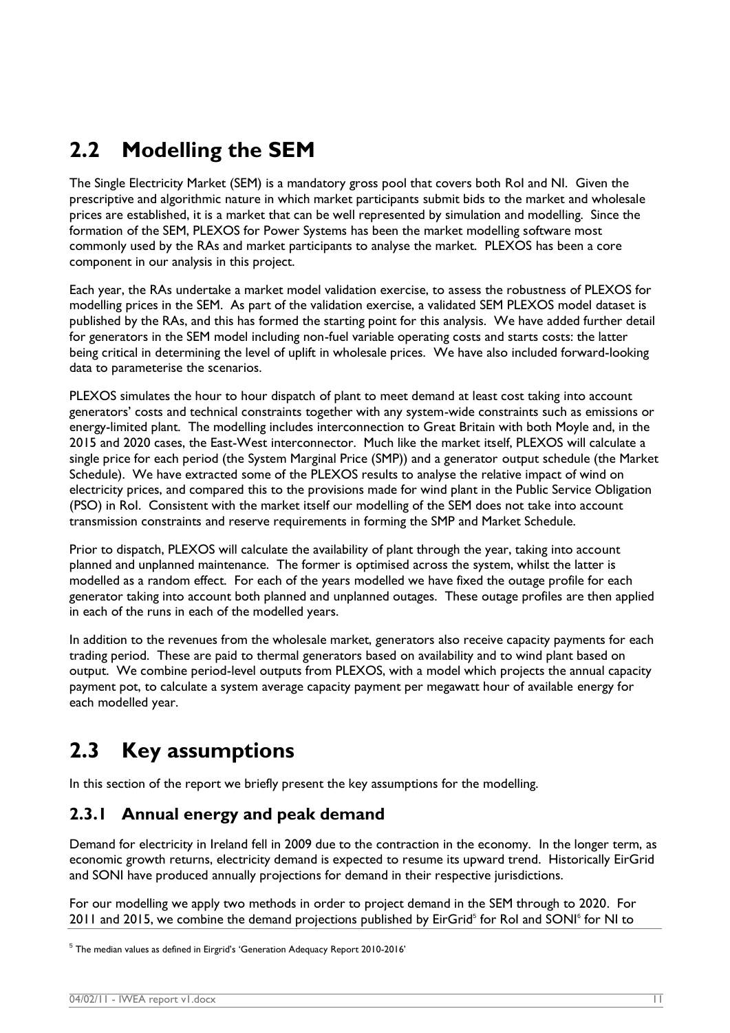## 2.2 Modelling the SEM

The Single Electricity Market (SEM) is a mandatory gross pool that covers both RoI and NI. Given the prescriptive and algorithmic nature in which market participants submit bids to the market and wholesale prices are established, it is a market that can be well represented by simulation and modelling. Since the formation of the SEM, PLEXOS for Power Systems has been the market modelling software most commonly used by the RAs and market participants to analyse the market. PLEXOS has been a core component in our analysis in this project.

Each year, the RAs undertake a market model validation exercise, to assess the robustness of PLEXOS for modelling prices in the SEM. As part of the validation exercise, a validated SEM PLEXOS model dataset is published by the RAs, and this has formed the starting point for this analysis. We have added further detail for generators in the SEM model including non-fuel variable operating costs and starts costs: the latter being critical in determining the level of uplift in wholesale prices. We have also included forward-looking data to parameterise the scenarios.

PLEXOS simulates the hour to hour dispatch of plant to meet demand at least cost taking into account generators' costs and technical constraints together with any system-wide constraints such as emissions or energy-limited plant. The modelling includes interconnection to Great Britain with both Moyle and, in the 2015 and 2020 cases, the East-West interconnector. Much like the market itself, PLEXOS will calculate a single price for each period (the System Marginal Price (SMP)) and a generator output schedule (the Market Schedule). We have extracted some of the PLEXOS results to analyse the relative impact of wind on electricity prices, and compared this to the provisions made for wind plant in the Public Service Obligation (PSO) in RoI. Consistent with the market itself our modelling of the SEM does not take into account transmission constraints and reserve requirements in forming the SMP and Market Schedule.

Prior to dispatch, PLEXOS will calculate the availability of plant through the year, taking into account planned and unplanned maintenance. The former is optimised across the system, whilst the latter is modelled as a random effect. For each of the years modelled we have fixed the outage profile for each generator taking into account both planned and unplanned outages. These outage profiles are then applied in each of the runs in each of the modelled years.

In addition to the revenues from the wholesale market, generators also receive capacity payments for each trading period. These are paid to thermal generators based on availability and to wind plant based on output. We combine period-level outputs from PLEXOS, with a model which projects the annual capacity payment pot, to calculate a system average capacity payment per megawatt hour of available energy for each modelled year.

## 2.3 Key assumptions

In this section of the report we briefly present the key assumptions for the modelling.

### 2.3.1 Annual energy and peak demand

Demand for electricity in Ireland fell in 2009 due to the contraction in the economy. In the longer term, as economic growth returns, electricity demand is expected to resume its upward trend. Historically EirGrid and SONI have produced annually projections for demand in their respective jurisdictions.

For our modelling we apply two methods in order to project demand in the SEM through to 2020. For 2011 and 2015, we combine the demand projections published by EirGrid[5] for RoI and SONI[6] for NI to

[5] The median values as defined in Eirgrid's 'Generation Adequacy Report 2010-2016'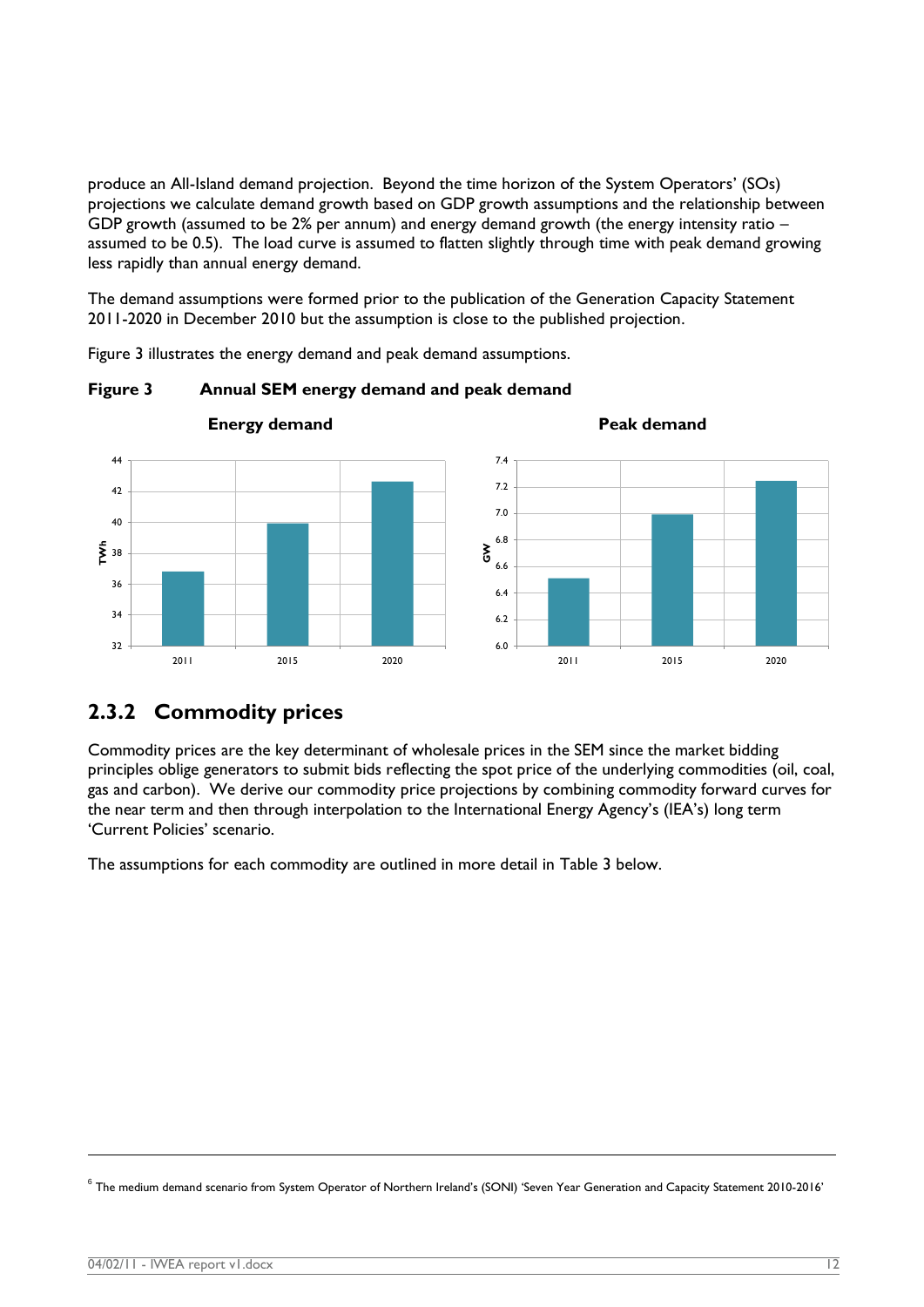produce an All-Island demand projection. Beyond the time horizon of the System Operators' (SOs) projections we calculate demand growth based on GDP growth assumptions and the relationship between GDP growth (assumed to be 2% per annum) and energy demand growth (the energy intensity ratio – assumed to be 0.5). The load curve is assumed to flatten slightly through time with peak demand growing less rapidly than annual energy demand.

The demand assumptions were formed prior to the publication of the Generation Capacity Statement 2011-2020 in December 2010 but the assumption is close to the published projection.

Figure 3 illustrates the energy demand and peak demand assumptions.

**Figure 3 Annual SEM energy demand and peak demand**

## 2.3.2 Commodity prices

Commodity prices are the key determinant of wholesale prices in the SEM since the market bidding principles oblige generators to submit bids reflecting the spot price of the underlying commodities (oil, coal, gas and carbon). We derive our commodity price projections by combining commodity forward curves for the near term and then through interpolation to the International Energy Agency's (IEA's) long term 'Current Policies' scenario.

The assumptions for each commodity are outlined in more detail in Table 3 below.

---

[6] The medium demand scenario from System Operator of Northern Ireland's (SONI) 'Seven Year Generation and Capacity Statement 2010-2016'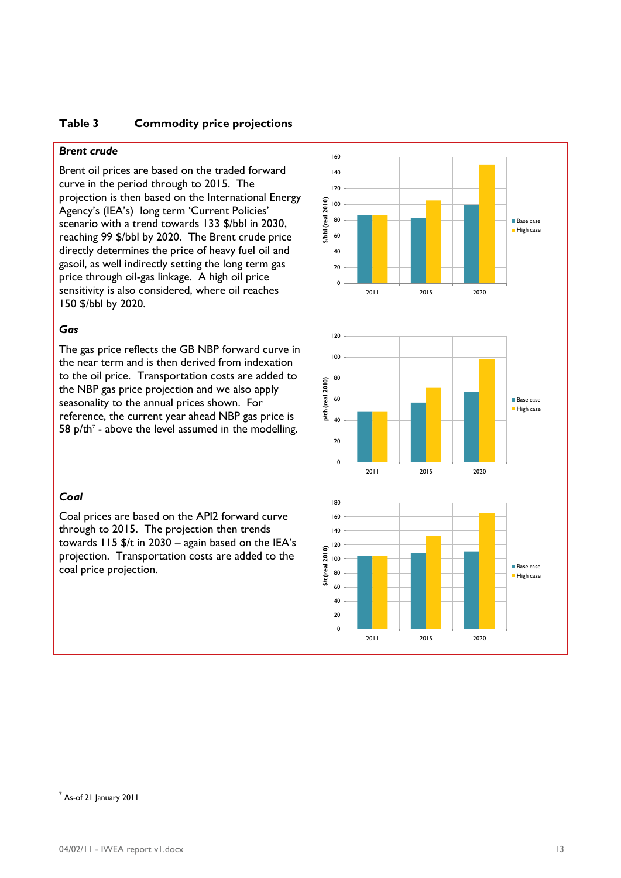**Table 3 Commodity price projections**

***Brent crude***

Brent oil prices are based on the traded forward curve in the period through to 2015. The projection is then based on the International Energy Agency's (IEA's) long term 'Current Policies' scenario with a trend towards 133 $/bbl in 2030, reaching 99 $/bbl by 2020. The Brent crude price directly determines the price of heavy fuel oil and gasoil, as well indirectly setting the long term gas price through oil-gas linkage. A high oil price sensitivity is also considered, where oil reaches 150 $/bbl by 2020.

***Gas***

The gas price reflects the GB NBP forward curve in the near term and is then derived from indexation to the oil price. Transportation costs are added to the NBP gas price projection and we also apply seasonality to the annual prices shown. For reference, the current year ahead NBP gas price is 58 p/th[7] - above the level assumed in the modelling.

***Coal***

Coal prices are based on the API2 forward curve through to 2015. The projection then trends towards 115 $/t in 2030 – again based on the IEA's projection. Transportation costs are added to the coal price projection.

[7] As-of 21 January 2011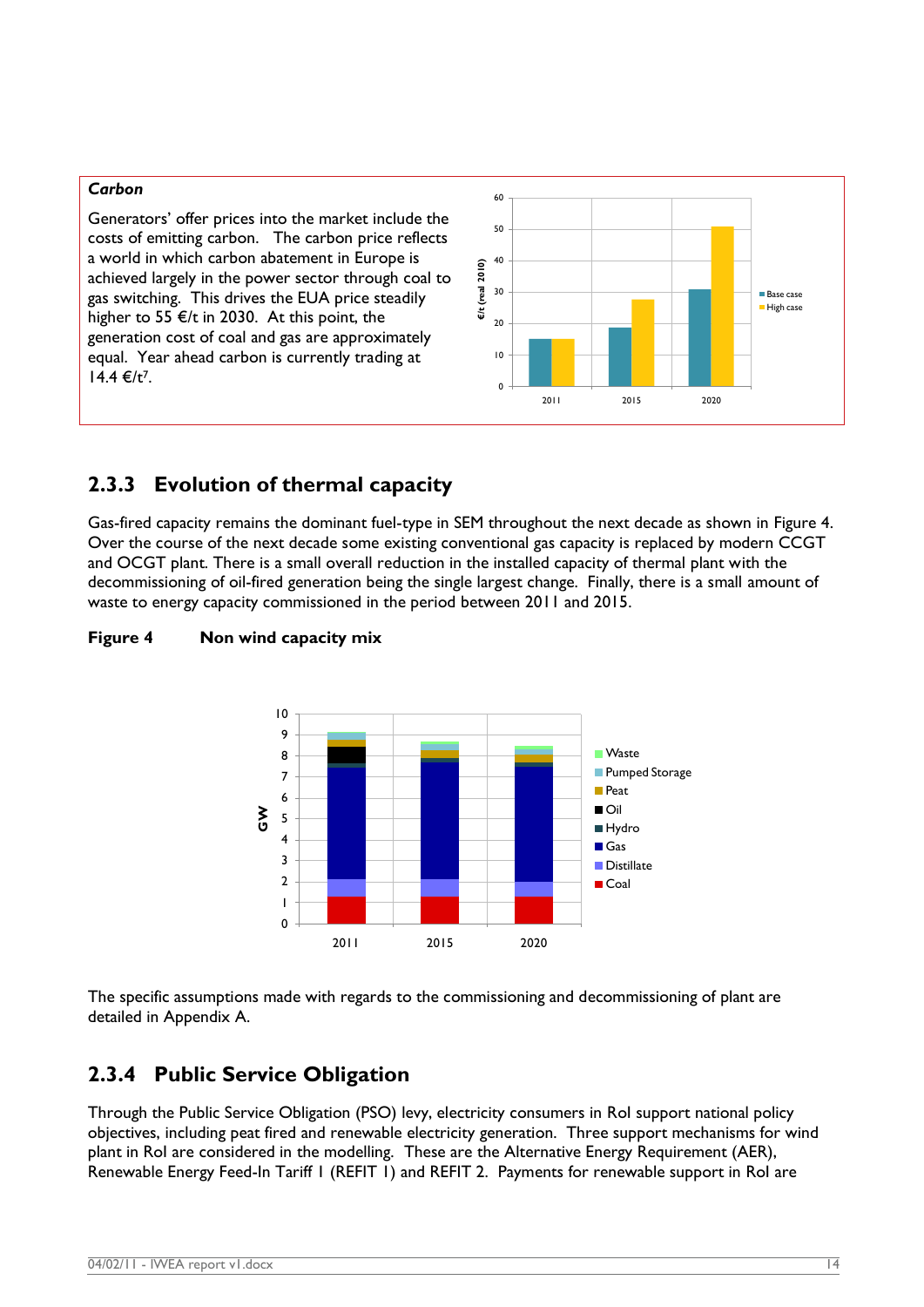***Carbon***

Generators' offer prices into the market include the costs of emitting carbon. The carbon price reflects a world in which carbon abatement in Europe is achieved largely in the power sector through coal to gas switching. This drives the EUA price steadily higher to 55 €/t in 2030. At this point, the generation cost of coal and gas are approximately equal. Year ahead carbon is currently trading at 14.4 €/t[7].

## 2.3.3 Evolution of thermal capacity

Gas-fired capacity remains the dominant fuel-type in SEM throughout the next decade as shown in Figure 4. Over the course of the next decade some existing conventional gas capacity is replaced by modern CCGT and OCGT plant. There is a small overall reduction in the installed capacity of thermal plant with the decommissioning of oil-fired generation being the single largest change. Finally, there is a small amount of waste to energy capacity commissioned in the period between 2011 and 2015.

**Figure 4 Non wind capacity mix**

The specific assumptions made with regards to the commissioning and decommissioning of plant are detailed in Appendix A.

## 2.3.4 Public Service Obligation

Through the Public Service Obligation (PSO) levy, electricity consumers in RoI support national policy objectives, including peat fired and renewable electricity generation. Three support mechanisms for wind plant in RoI are considered in the modelling. These are the Alternative Energy Requirement (AER), Renewable Energy Feed-In Tariff 1 (REFIT 1) and REFIT 2. Payments for renewable support in RoI are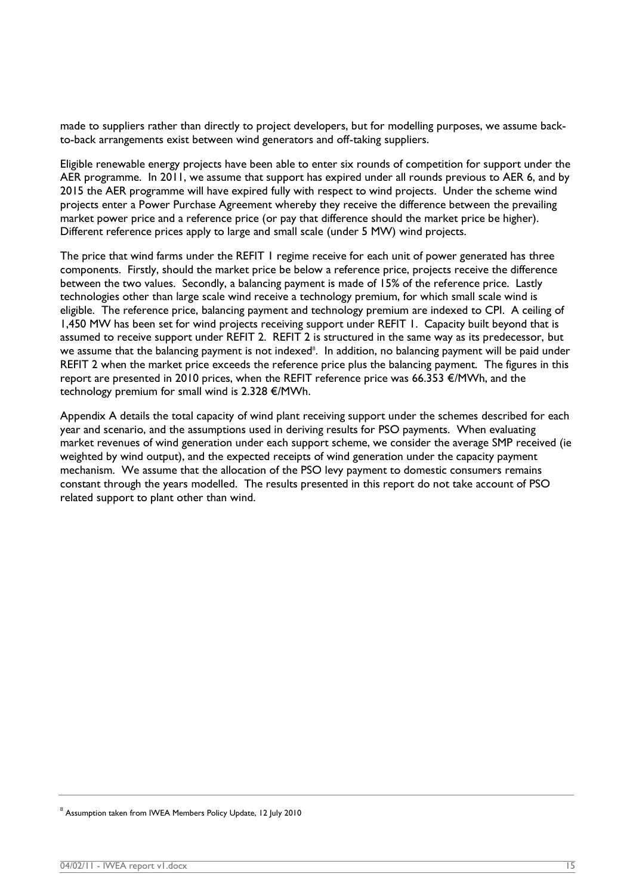made to suppliers rather than directly to project developers, but for modelling purposes, we assume back-to-back arrangements exist between wind generators and off-taking suppliers.

Eligible renewable energy projects have been able to enter six rounds of competition for support under the AER programme. In 2011, we assume that support has expired under all rounds previous to AER 6, and by 2015 the AER programme will have expired fully with respect to wind projects. Under the scheme wind projects enter a Power Purchase Agreement whereby they receive the difference between the prevailing market power price and a reference price (or pay that difference should the market price be higher). Different reference prices apply to large and small scale (under 5 MW) wind projects.

The price that wind farms under the REFIT 1 regime receive for each unit of power generated has three components. Firstly, should the market price be below a reference price, projects receive the difference between the two values. Secondly, a balancing payment is made of 15% of the reference price. Lastly technologies other than large scale wind receive a technology premium, for which small scale wind is eligible. The reference price, balancing payment and technology premium are indexed to CPI. A ceiling of 1,450 MW has been set for wind projects receiving support under REFIT 1. Capacity built beyond that is assumed to receive support under REFIT 2. REFIT 2 is structured in the same way as its predecessor, but we assume that the balancing payment is not indexed[8]. In addition, no balancing payment will be paid under REFIT 2 when the market price exceeds the reference price plus the balancing payment. The figures in this report are presented in 2010 prices, when the REFIT reference price was 66.353 €/MWh, and the technology premium for small wind is 2.328 €/MWh.

Appendix A details the total capacity of wind plant receiving support under the schemes described for each year and scenario, and the assumptions used in deriving results for PSO payments. When evaluating market revenues of wind generation under each support scheme, we consider the average SMP received (ie weighted by wind output), and the expected receipts of wind generation under the capacity payment mechanism. We assume that the allocation of the PSO levy payment to domestic consumers remains constant through the years modelled. The results presented in this report do not take account of PSO related support to plant other than wind.

---

[8] Assumption taken from IWEA Members Policy Update, 12 July 2010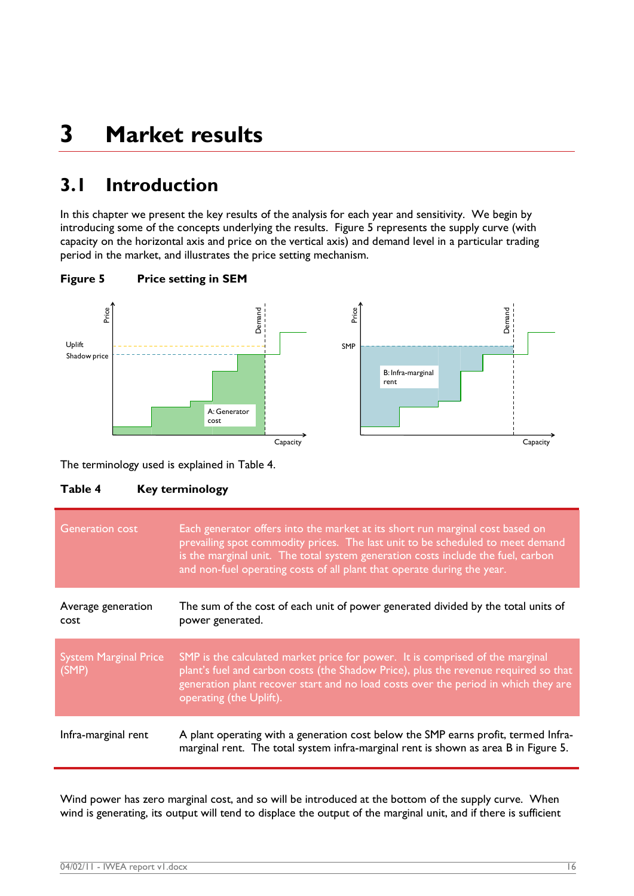# 3 Market results

## 3.1 Introduction

In this chapter we present the key results of the analysis for each year and sensitivity. We begin by introducing some of the concepts underlying the results. Figure 5 represents the supply curve (with capacity on the horizontal axis and price on the vertical axis) and demand level in a particular trading period in the market, and illustrates the price setting mechanism.

**Figure 5 Price setting in SEM**

The terminology used is explained in Table 4.

**Table 4 Key terminology**

| Term | Definition |
|---|---|
| Generation cost | Each generator offers into the market at its short run marginal cost based on prevailing spot commodity prices. The last unit to be scheduled to meet demand is the marginal unit. The total system generation costs include the fuel, carbon and non-fuel operating costs of all plant that operate during the year. |
| Average generation cost | The sum of the cost of each unit of power generated divided by the total units of power generated. |
| System Marginal Price (SMP) | SMP is the calculated market price for power. It is comprised of the marginal plant's fuel and carbon costs (the Shadow Price), plus the revenue required so that generation plant recover start and no load costs over the period in which they are operating (the Uplift). |
| Infra-marginal rent | A plant operating with a generation cost below the SMP earns profit, termed Infra-marginal rent. The total system infra-marginal rent is shown as area B in Figure 5. |

Wind power has zero marginal cost, and so will be introduced at the bottom of the supply curve. When wind is generating, its output will tend to displace the output of the marginal unit, and if there is sufficient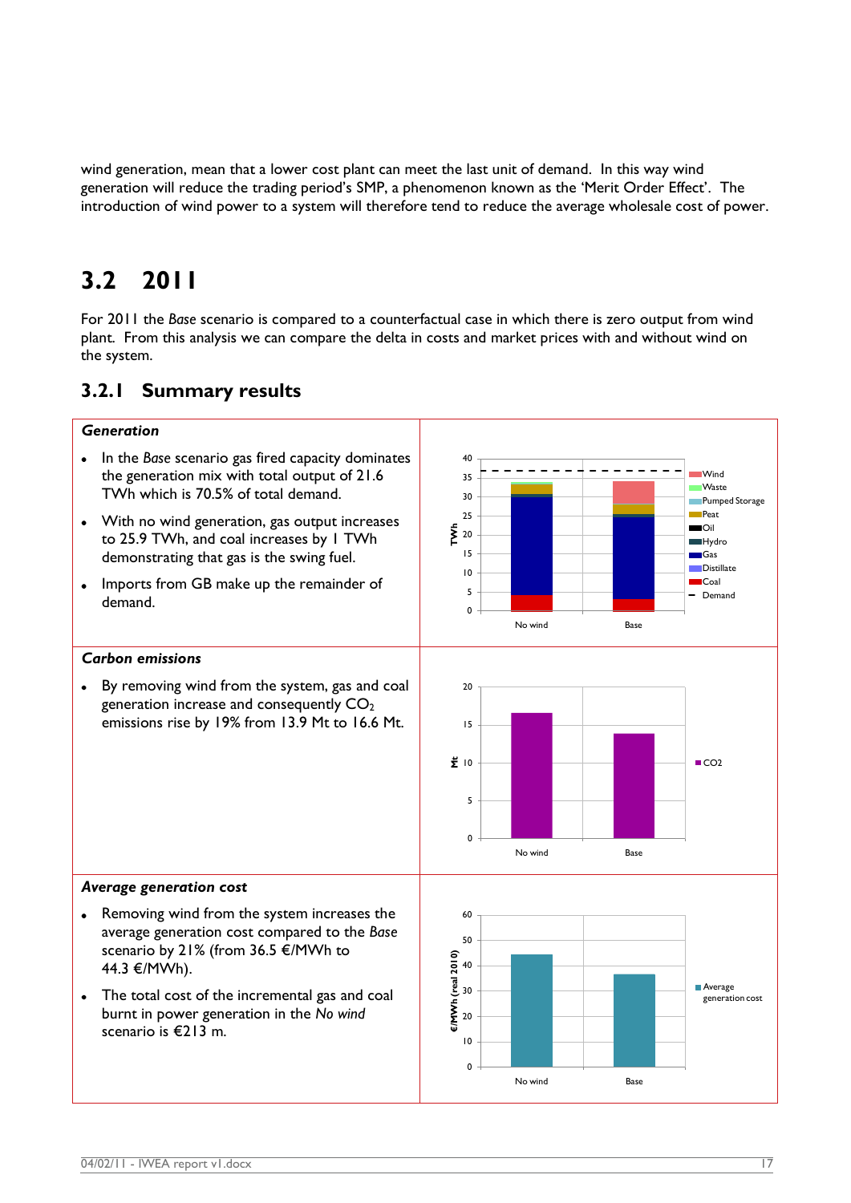wind generation, mean that a lower cost plant can meet the last unit of demand. In this way wind generation will reduce the trading period's SMP, a phenomenon known as the 'Merit Order Effect'. The introduction of wind power to a system will therefore tend to reduce the average wholesale cost of power.

## 3.2 2011

For 2011 the *Base* scenario is compared to a counterfactual case in which there is zero output from wind plant. From this analysis we can compare the delta in costs and market prices with and without wind on the system.

### 3.2.1 Summary results

***Generation***

- In the *Base* scenario gas fired capacity dominates the generation mix with total output of 21.6 TWh which is 70.5% of total demand.
- With no wind generation, gas output increases to 25.9 TWh, and coal increases by 1 TWh demonstrating that gas is the swing fuel.
- Imports from GB make up the remainder of demand.

***Carbon emissions***

- By removing wind from the system, gas and coal generation increase and consequently $CO_2$ emissions rise by 19% from 13.9 Mt to 16.6 Mt.

***Average generation cost***

- Removing wind from the system increases the average generation cost compared to the *Base* scenario by 21% (from 36.5 €/MWh to 44.3 €/MWh).
- The total cost of the incremental gas and coal burnt in power generation in the *No wind* scenario is €213 m.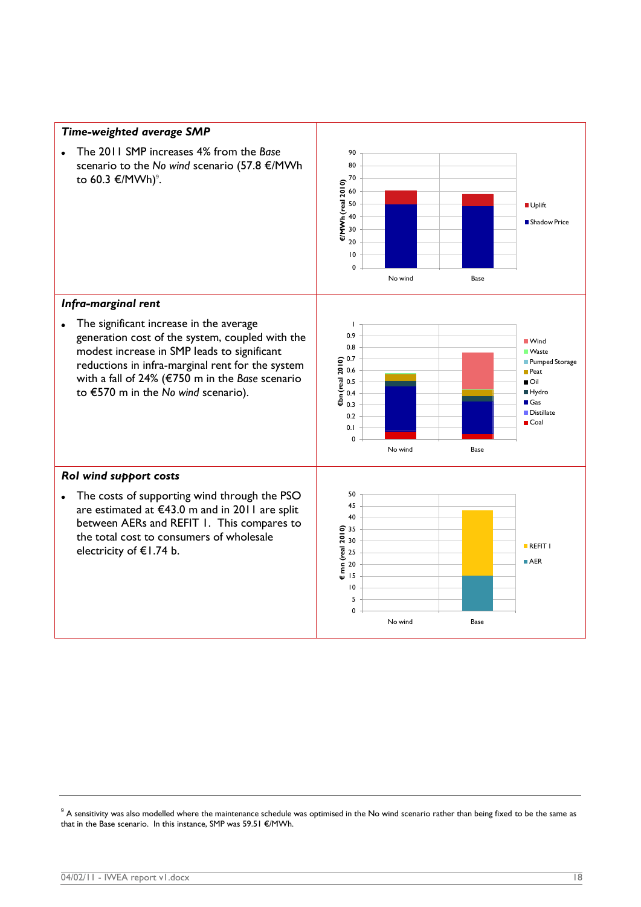### *Time-weighted average SMP*

- The 2011 SMP increases 4% from the *Base* scenario to the *No wind* scenario (57.8 €/MWh to 60.3 €/MWh)[9].

### *Infra-marginal rent*

- The significant increase in the average generation cost of the system, coupled with the modest increase in SMP leads to significant reductions in infra-marginal rent for the system with a fall of 24% (€750 m in the *Base* scenario to €570 m in the *No wind* scenario).

### *RoI wind support costs*

- The costs of supporting wind through the PSO are estimated at €43.0 m and in 2011 are split between AERs and REFIT I. This compares to the total cost to consumers of wholesale electricity of €1.74 b.

---

[9] A sensitivity was also modelled where the maintenance schedule was optimised in the No wind scenario rather than being fixed to be the same as that in the Base scenario. In this instance, SMP was 59.51 €/MWh.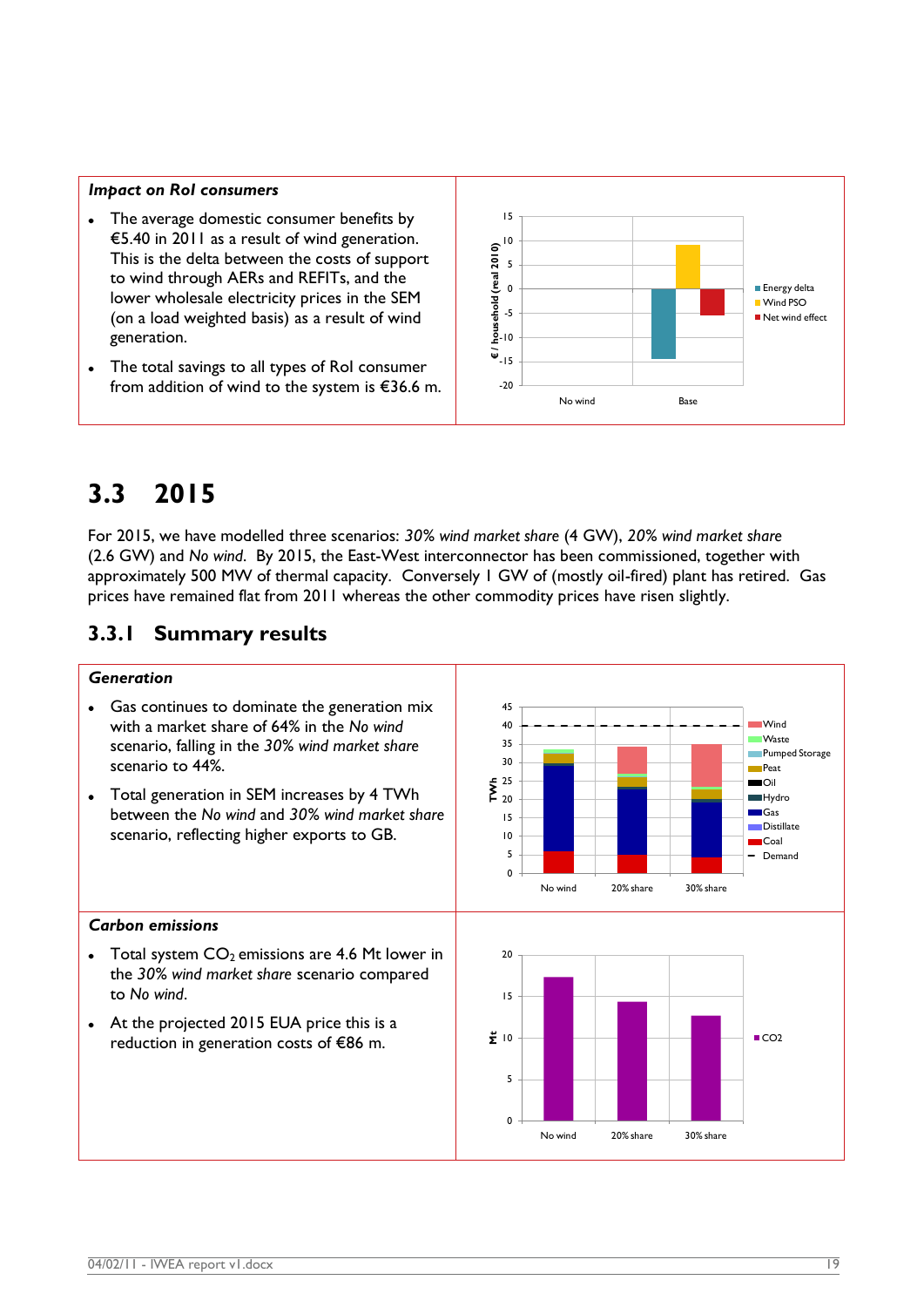***Impact on RoI consumers***

- The average domestic consumer benefits by €5.40 in 2011 as a result of wind generation. This is the delta between the costs of support to wind through AERs and REFITs, and the lower wholesale electricity prices in the SEM (on a load weighted basis) as a result of wind generation.
- The total savings to all types of RoI consumer from addition of wind to the system is €36.6 m.

# 3.3 2015

For 2015, we have modelled three scenarios: *30% wind market share* (4 GW), *20% wind market share* (2.6 GW) and *No wind*. By 2015, the East-West interconnector has been commissioned, together with approximately 500 MW of thermal capacity. Conversely 1 GW of (mostly oil-fired) plant has retired. Gas prices have remained flat from 2011 whereas the other commodity prices have risen slightly.

## 3.3.1 Summary results

***Generation***

- Gas continues to dominate the generation mix with a market share of 64% in the *No wind* scenario, falling in the *30% wind market share* scenario to 44%.
- Total generation in SEM increases by 4 TWh between the *No wind* and *30% wind market share* scenario, reflecting higher exports to GB.

***Carbon emissions***

- Total system $CO_2$ emissions are 4.6 Mt lower in the *30% wind market share* scenario compared to *No wind*.
- At the projected 2015 EUA price this is a reduction in generation costs of €86 m.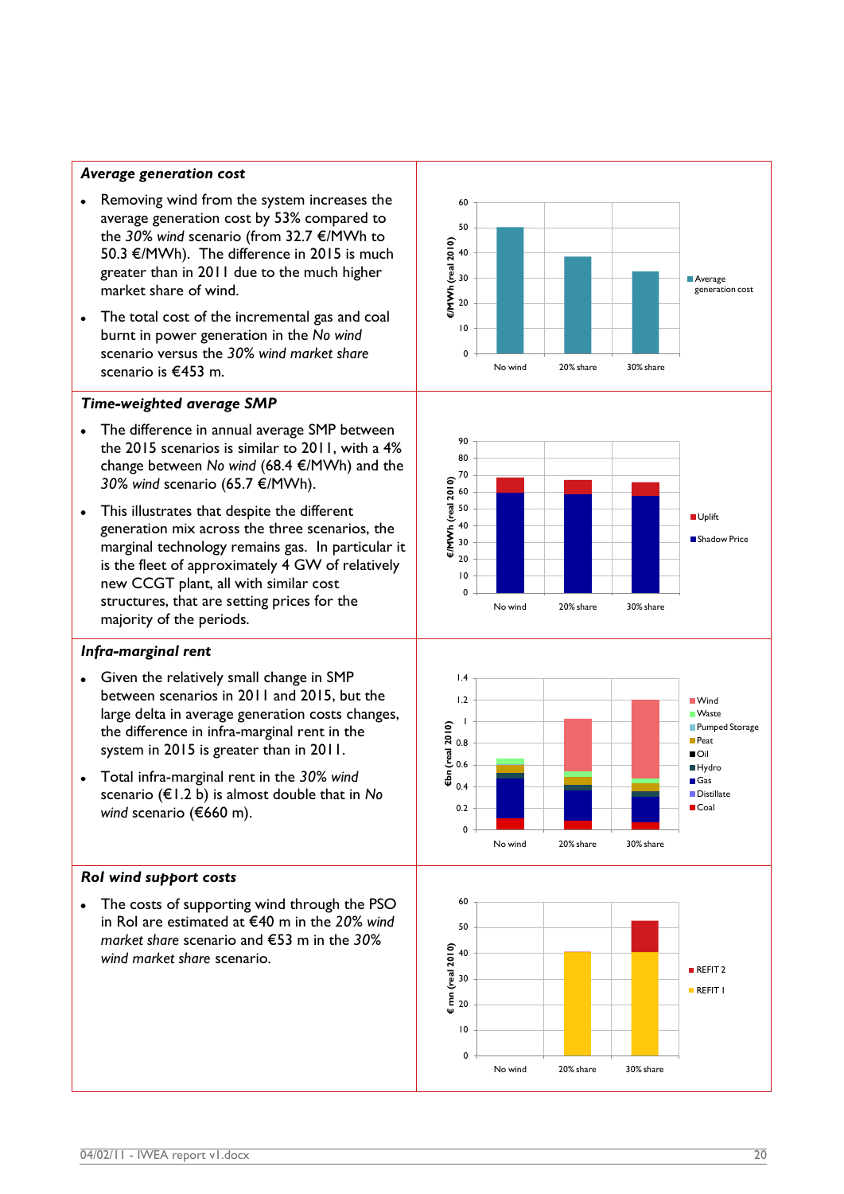### *Average generation cost*

- Removing wind from the system increases the average generation cost by 53% compared to the *30% wind* scenario (from 32.7 €/MWh to 50.3 €/MWh). The difference in 2015 is much greater than in 2011 due to the much higher market share of wind.
- The total cost of the incremental gas and coal burnt in power generation in the *No wind* scenario versus the *30% wind market share* scenario is €453 m.

### *Time-weighted average SMP*

- The difference in annual average SMP between the 2015 scenarios is similar to 2011, with a 4% change between *No wind* (68.4 €/MWh) and the *30% wind* scenario (65.7 €/MWh).
- This illustrates that despite the different generation mix across the three scenarios, the marginal technology remains gas. In particular it is the fleet of approximately 4 GW of relatively new CCGT plant, all with similar cost structures, that are setting prices for the majority of the periods.

### *Infra-marginal rent*

- Given the relatively small change in SMP between scenarios in 2011 and 2015, but the large delta in average generation costs changes, the difference in infra-marginal rent in the system in 2015 is greater than in 2011.
- Total infra-marginal rent in the *30% wind* scenario (€1.2 b) is almost double that in *No wind* scenario (€660 m).

### *RoI wind support costs*

- The costs of supporting wind through the PSO in RoI are estimated at €40 m in the *20% wind market share* scenario and €53 m in the *30% wind market share* scenario.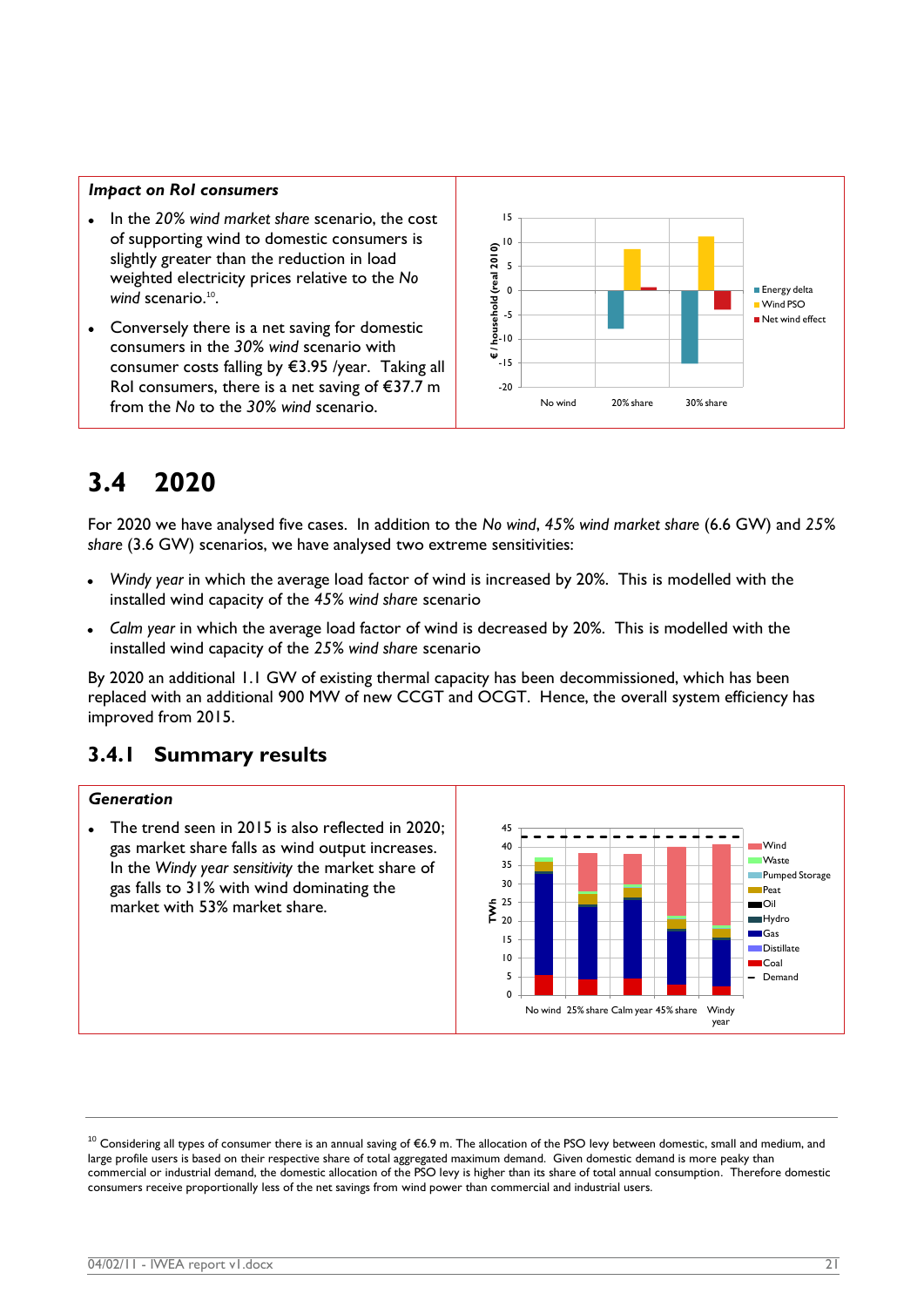**Impact on RoI consumers**

- In the *20% wind market share* scenario, the cost of supporting wind to domestic consumers is slightly greater than the reduction in load weighted electricity prices relative to the *No wind* scenario.[10].
- Conversely there is a net saving for domestic consumers in the *30% wind* scenario with consumer costs falling by €3.95 /year. Taking all RoI consumers, there is a net saving of €37.7 m from the *No* to the *30% wind* scenario.

## 3.4 2020

For 2020 we have analysed five cases. In addition to the *No wind*, *45% wind market share* (6.6 GW) and *25% share* (3.6 GW) scenarios, we have analysed two extreme sensitivities:

- *Windy year* in which the average load factor of wind is increased by 20%. This is modelled with the installed wind capacity of the *45% wind share* scenario
- *Calm year* in which the average load factor of wind is decreased by 20%. This is modelled with the installed wind capacity of the *25% wind share* scenario

By 2020 an additional 1.1 GW of existing thermal capacity has been decommissioned, which has been replaced with an additional 900 MW of new CCGT and OCGT. Hence, the overall system efficiency has improved from 2015.

### 3.4.1 Summary results

**Generation**

- The trend seen in 2015 is also reflected in 2020; gas market share falls as wind output increases. In the *Windy year sensitivity* the market share of gas falls to 31% with wind dominating the market with 53% market share.

[10] Considering all types of consumer there is an annual saving of €6.9 m. The allocation of the PSO levy between domestic, small and medium, and large profile users is based on their respective share of total aggregated maximum demand. Given domestic demand is more peaky than commercial or industrial demand, the domestic allocation of the PSO levy is higher than its share of total annual consumption. Therefore domestic consumers receive proportionally less of the net savings from wind power than commercial and industrial users.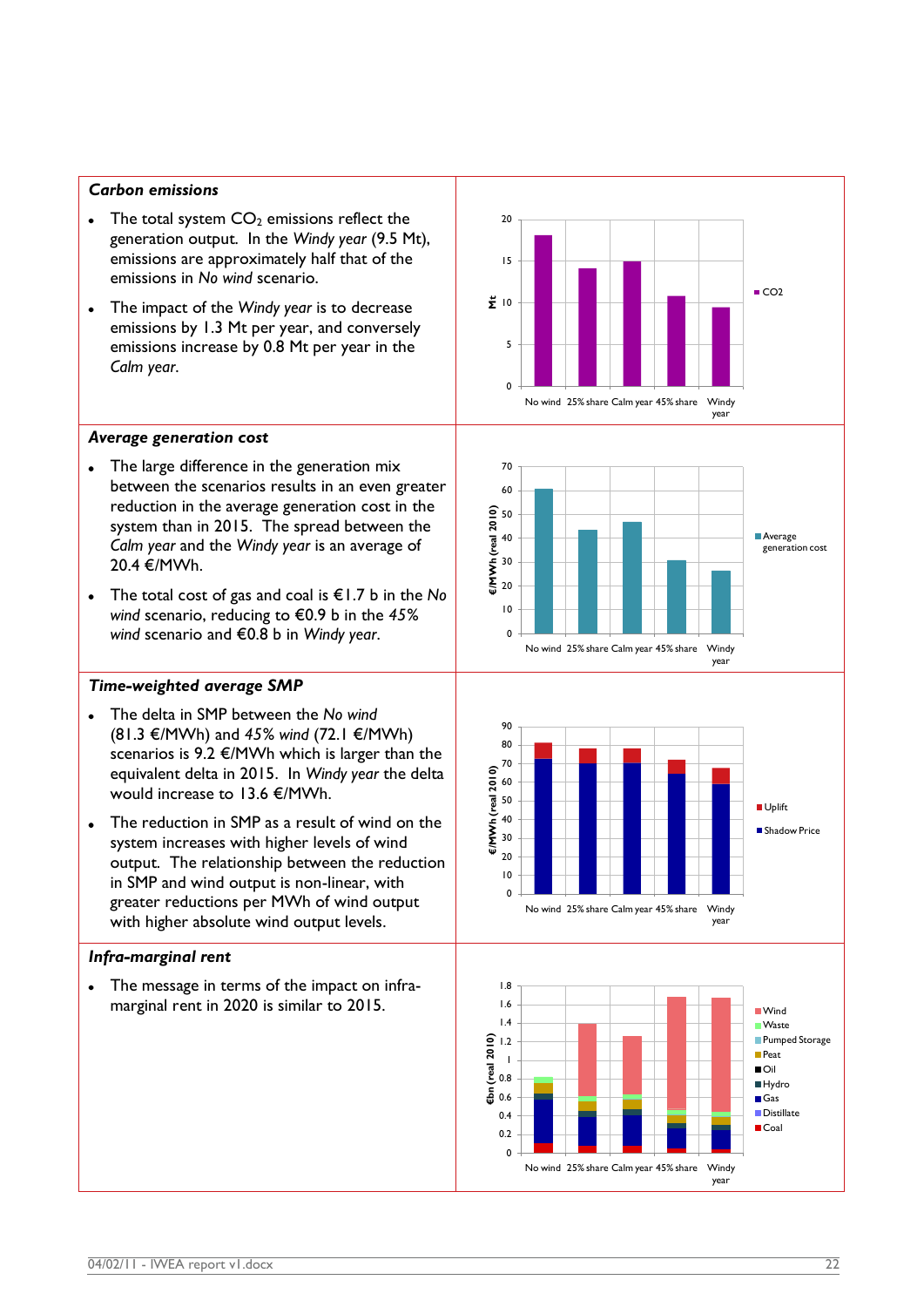### *Carbon emissions*

- The total system $CO_2$ emissions reflect the generation output. In the *Windy year* (9.5 Mt), emissions are approximately half that of the emissions in *No wind* scenario.
- The impact of the *Windy year* is to decrease emissions by 1.3 Mt per year, and conversely emissions increase by 0.8 Mt per year in the *Calm year*.

### *Average generation cost*

- The large difference in the generation mix between the scenarios results in an even greater reduction in the average generation cost in the system than in 2015. The spread between the *Calm year* and the *Windy year* is an average of 20.4 €/MWh.
- The total cost of gas and coal is €1.7 b in the *No wind* scenario, reducing to €0.9 b in the *45% wind* scenario and €0.8 b in *Windy year*.

### *Time-weighted average SMP*

- The delta in SMP between the *No wind* (81.3 €/MWh) and *45% wind* (72.1 €/MWh) scenarios is 9.2 €/MWh which is larger than the equivalent delta in 2015. In *Windy year* the delta would increase to 13.6 €/MWh.
- The reduction in SMP as a result of wind on the system increases with higher levels of wind output. The relationship between the reduction in SMP and wind output is non-linear, with greater reductions per MWh of wind output with higher absolute wind output levels.

### *Infra-marginal rent*

- The message in terms of the impact on infra-marginal rent in 2020 is similar to 2015.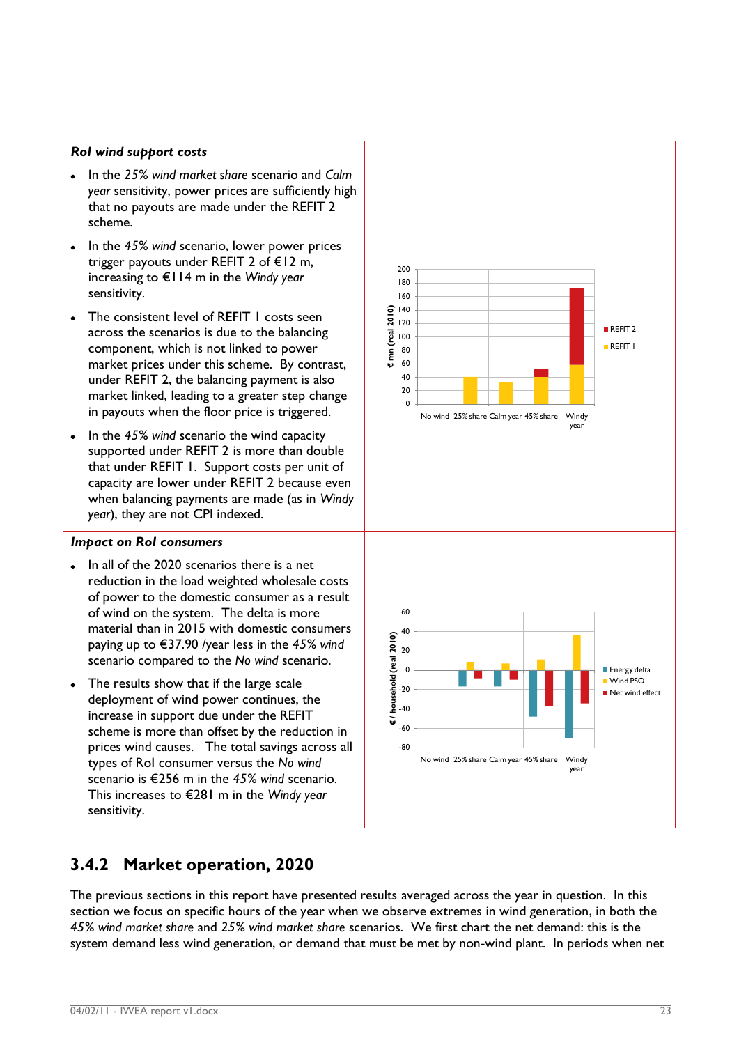| *RoI wind support costs* | |
|---|---|
| • In the *25% wind market share* scenario and *Calm year* sensitivity, power prices are sufficiently high that no payouts are made under the REFIT 2 scheme.<br>• In the *45% wind* scenario, lower power prices trigger payouts under REFIT 2 of €12 m, increasing to €114 m in the *Windy year* sensitivity.<br>• The consistent level of REFIT 1 costs seen across the scenarios is due to the balancing component, which is not linked to power market prices under this scheme. By contrast, under REFIT 2, the balancing payment is also market linked, leading to a greater step change in payouts when the floor price is triggered.<br>• In the *45% wind* scenario the wind capacity supported under REFIT 2 is more than double that under REFIT 1. Support costs per unit of capacity are lower under REFIT 2 because even when balancing payments are made (as in *Windy year*), they are not CPI indexed. | |
| *Impact on RoI consumers* | |
| • In all of the 2020 scenarios there is a net reduction in the load weighted wholesale costs of power to the domestic consumer as a result of wind on the system. The delta is more material than in 2015 with domestic consumers paying up to €37.90 /year less in the *45% wind* scenario compared to the *No wind* scenario.<br>• The results show that if the large scale deployment of wind power continues, the increase in support due under the REFIT scheme is more than offset by the reduction in prices wind causes. The total savings across all types of RoI consumer versus the *No wind* scenario is €256 m in the *45% wind* scenario. This increases to €281 m in the *Windy year* sensitivity. | |

### 3.4.2 Market operation, 2020

The previous sections in this report have presented results averaged across the year in question. In this section we focus on specific hours of the year when we observe extremes in wind generation, in both the *45% wind market share* and *25% wind market share* scenarios. We first chart the net demand: this is the system demand less wind generation, or demand that must be met by non-wind plant. In periods when net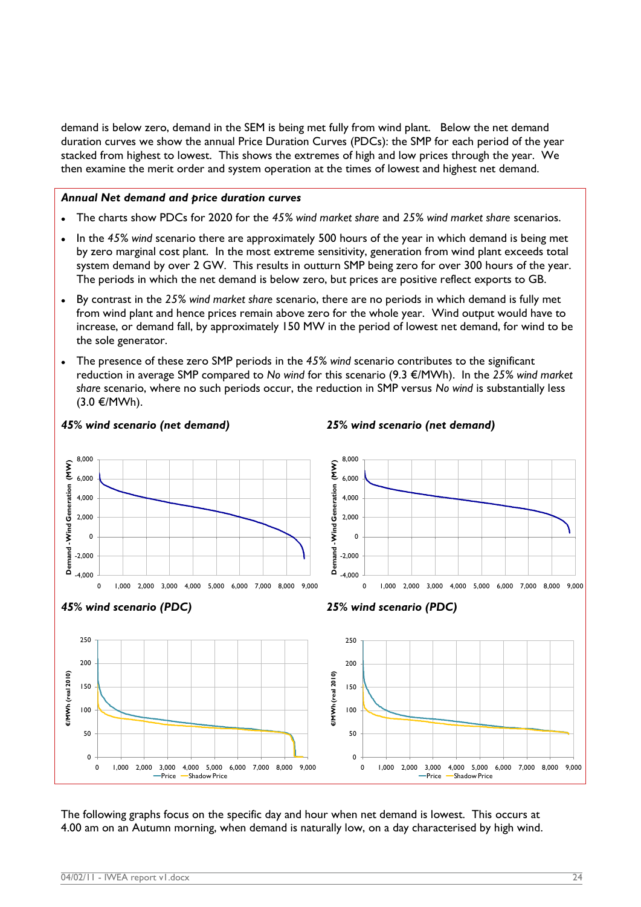demand is below zero, demand in the SEM is being met fully from wind plant. Below the net demand duration curves we show the annual Price Duration Curves (PDCs): the SMP for each period of the year stacked from highest to lowest. This shows the extremes of high and low prices through the year. We then examine the merit order and system operation at the times of lowest and highest net demand.

***Annual Net demand and price duration curves***

- The charts show PDCs for 2020 for the *45% wind market share* and *25% wind market share* scenarios.
- In the *45% wind* scenario there are approximately 500 hours of the year in which demand is being met by zero marginal cost plant. In the most extreme sensitivity, generation from wind plant exceeds total system demand by over 2 GW. This results in outturn SMP being zero for over 300 hours of the year. The periods in which the net demand is below zero, but prices are positive reflect exports to GB.
- By contrast in the *25% wind market share* scenario, there are no periods in which demand is fully met from wind plant and hence prices remain above zero for the whole year. Wind output would have to increase, or demand fall, by approximately 150 MW in the period of lowest net demand, for wind to be the sole generator.
- The presence of these zero SMP periods in the *45% wind* scenario contributes to the significant reduction in average SMP compared to *No wind* for this scenario (9.3 €/MWh). In the *25% wind market share* scenario, where no such periods occur, the reduction in SMP versus *No wind* is substantially less (3.0 €/MWh).

***45% wind scenario (net demand)***

***25% wind scenario (net demand)***

***45% wind scenario (PDC)***

***25% wind scenario (PDC)***

The following graphs focus on the specific day and hour when net demand is lowest. This occurs at 4.00 am on an Autumn morning, when demand is naturally low, on a day characterised by high wind.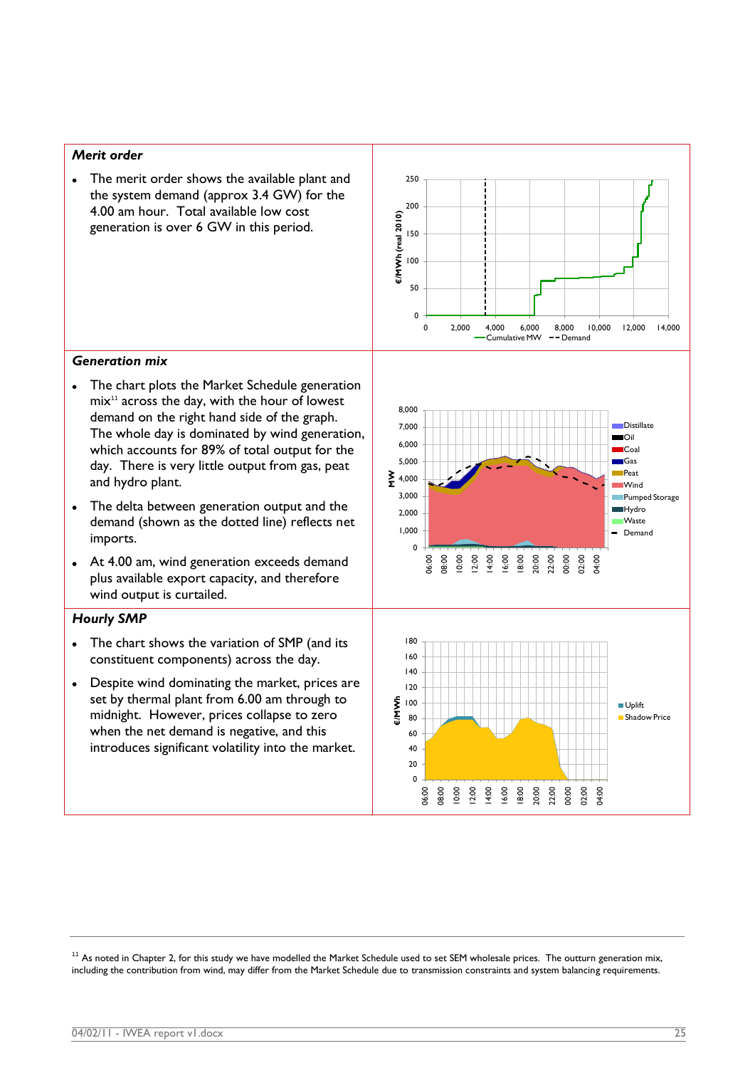### *Merit order*

- The merit order shows the available plant and the system demand (approx 3.4 GW) for the 4.00 am hour. Total available low cost generation is over 6 GW in this period.

### *Generation mix*

- The chart plots the Market Schedule generation mix[11] across the day, with the hour of lowest demand on the right hand side of the graph. The whole day is dominated by wind generation, which accounts for 89% of total output for the day. There is very little output from gas, peat and hydro plant.
- The delta between generation output and the demand (shown as the dotted line) reflects net imports.
- At 4.00 am, wind generation exceeds demand plus available export capacity, and therefore wind output is curtailed.

### *Hourly SMP*

- The chart shows the variation of SMP (and its constituent components) across the day.
- Despite wind dominating the market, prices are set by thermal plant from 6.00 am through to midnight. However, prices collapse to zero when the net demand is negative, and this introduces significant volatility into the market.

---

[11] As noted in Chapter 2, for this study we have modelled the Market Schedule used to set SEM wholesale prices. The outturn generation mix, including the contribution from wind, may differ from the Market Schedule due to transmission constraints and system balancing requirements.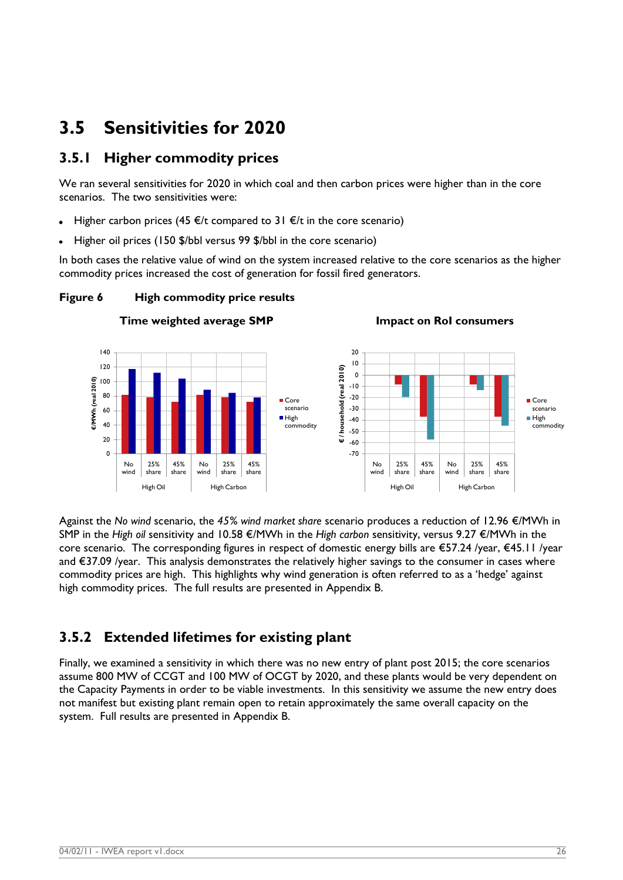## 3.5 Sensitivities for 2020

### 3.5.1 Higher commodity prices

We ran several sensitivities for 2020 in which coal and then carbon prices were higher than in the core scenarios. The two sensitivities were:

- Higher carbon prices (45 €/t compared to 31 €/t in the core scenario)
- Higher oil prices (150 $/bbl versus 99 $/bbl in the core scenario)

In both cases the relative value of wind on the system increased relative to the core scenarios as the higher commodity prices increased the cost of generation for fossil fired generators.

**Figure 6 High commodity price results**

Against the *No wind* scenario, the *45% wind market share* scenario produces a reduction of 12.96 €/MWh in SMP in the *High oil* sensitivity and 10.58 €/MWh in the *High carbon* sensitivity, versus 9.27 €/MWh in the core scenario. The corresponding figures in respect of domestic energy bills are €57.24 /year, €45.11 /year and €37.09 /year. This analysis demonstrates the relatively higher savings to the consumer in cases where commodity prices are high. This highlights why wind generation is often referred to as a 'hedge' against high commodity prices. The full results are presented in Appendix B.

### 3.5.2 Extended lifetimes for existing plant

Finally, we examined a sensitivity in which there was no new entry of plant post 2015; the core scenarios assume 800 MW of CCGT and 100 MW of OCGT by 2020, and these plants would be very dependent on the Capacity Payments in order to be viable investments. In this sensitivity we assume the new entry does not manifest but existing plant remain open to retain approximately the same overall capacity on the system. Full results are presented in Appendix B.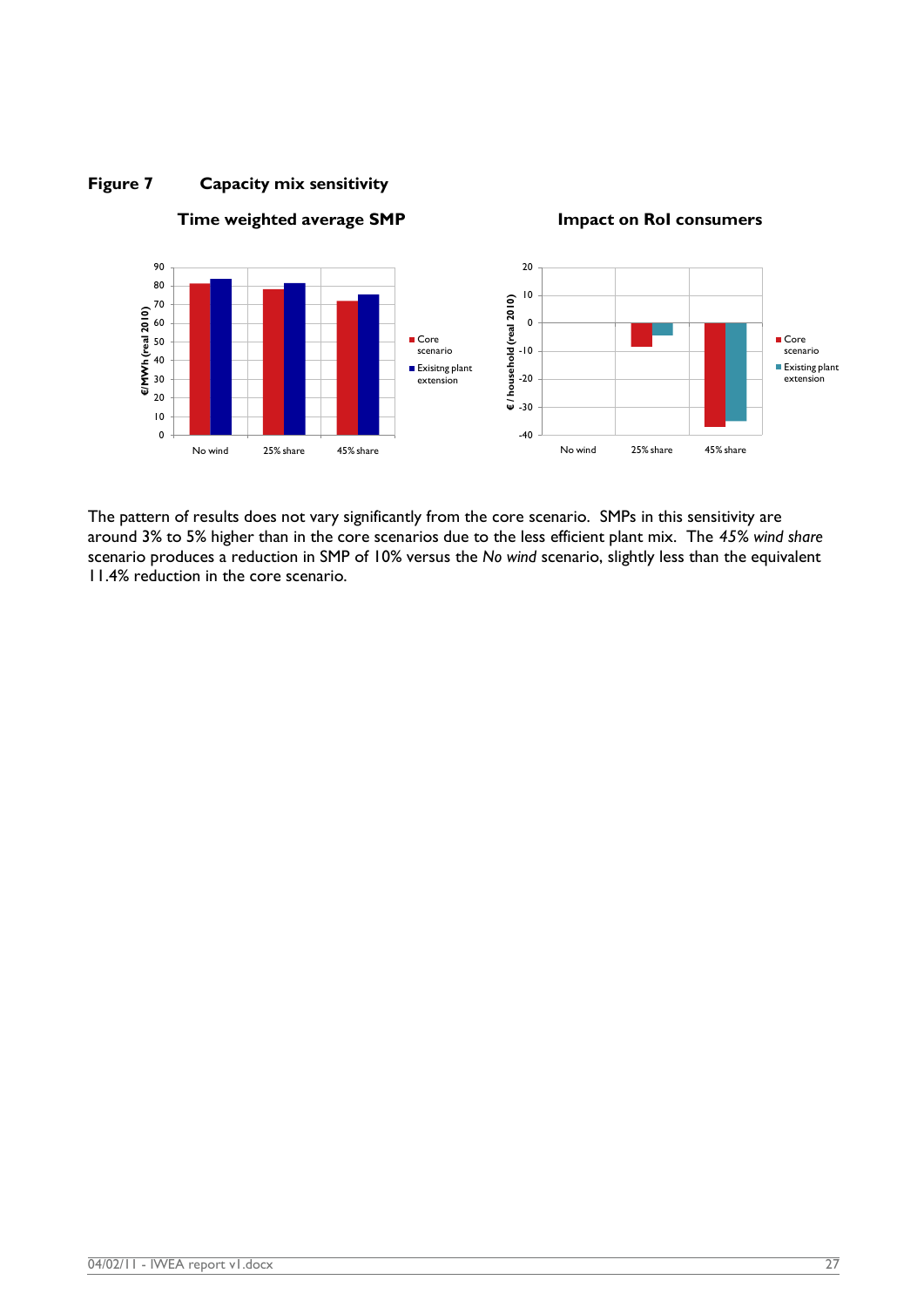**Figure 7 Capacity mix sensitivity**

The pattern of results does not vary significantly from the core scenario. SMPs in this sensitivity are around 3% to 5% higher than in the core scenarios due to the less efficient plant mix. The *45% wind share* scenario produces a reduction in SMP of 10% versus the *No wind* scenario, slightly less than the equivalent 11.4% reduction in the core scenario.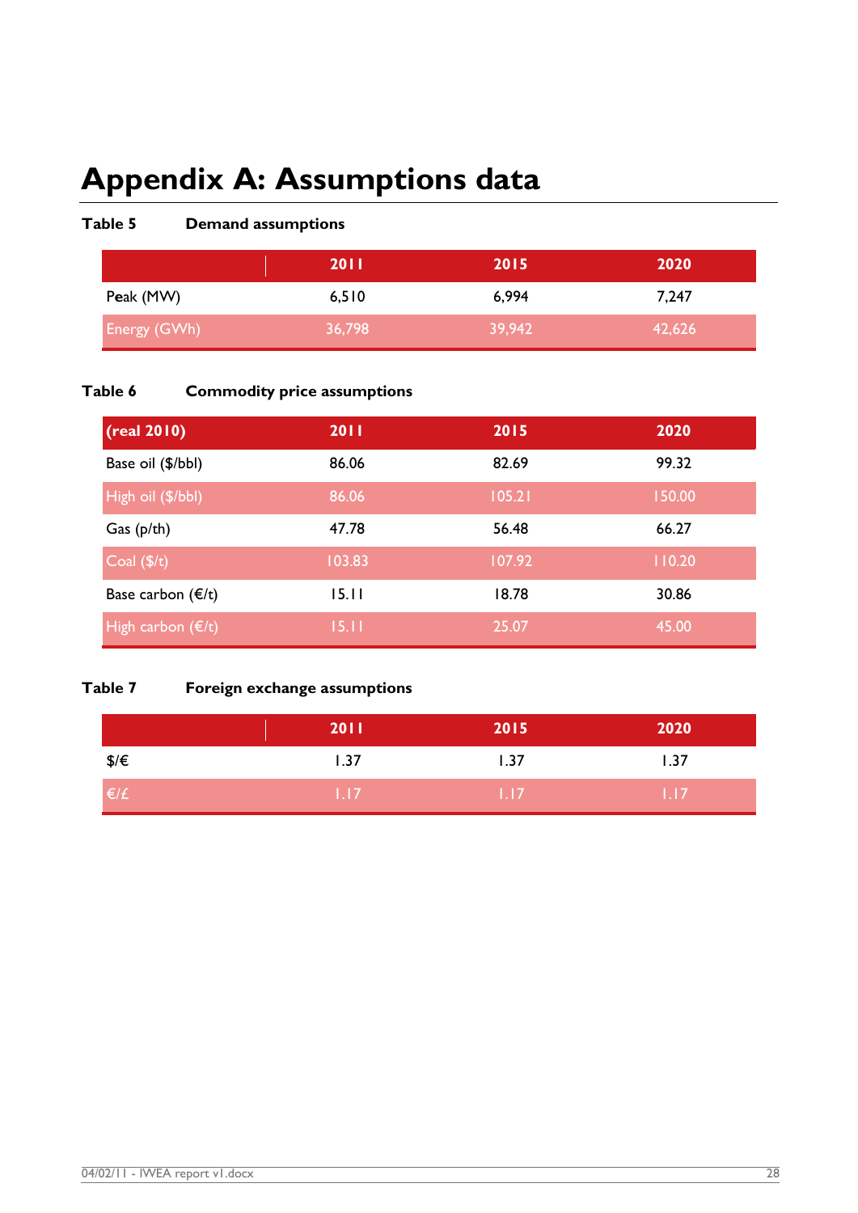# Appendix A: Assumptions data

**Table 5 Demand assumptions**

| | 2011 | 2015 | 2020 |
|---|---|---|---|
| Peak (MW) | 6,510 | 6,994 | 7,247 |
| Energy (GWh) | 36,798 | 39,942 | 42,626 |

**Table 6 Commodity price assumptions**

| (real 2010) | 2011 | 2015 | 2020 |
|---|---|---|---|
| Base oil ($/bbl) | 86.06 | 82.69 | 99.32 |
| High oil ($/bbl) | 86.06 | 105.21 | 150.00 |
| Gas (p/th) | 47.78 | 56.48 | 66.27 |
| Coal ($/t) | 103.83 | 107.92 | 110.20 |
| Base carbon (€/t) | 15.11 | 18.78 | 30.86 |
| High carbon (€/t) | 15.11 | 25.07 | 45.00 |

**Table 7 Foreign exchange assumptions**

| | 2011 | 2015 | 2020 |
|---|---|---|---|
| $/€ | 1.37 | 1.37 | 1.37 |
| €/£ | 1.17 | 1.17 | 1.17 |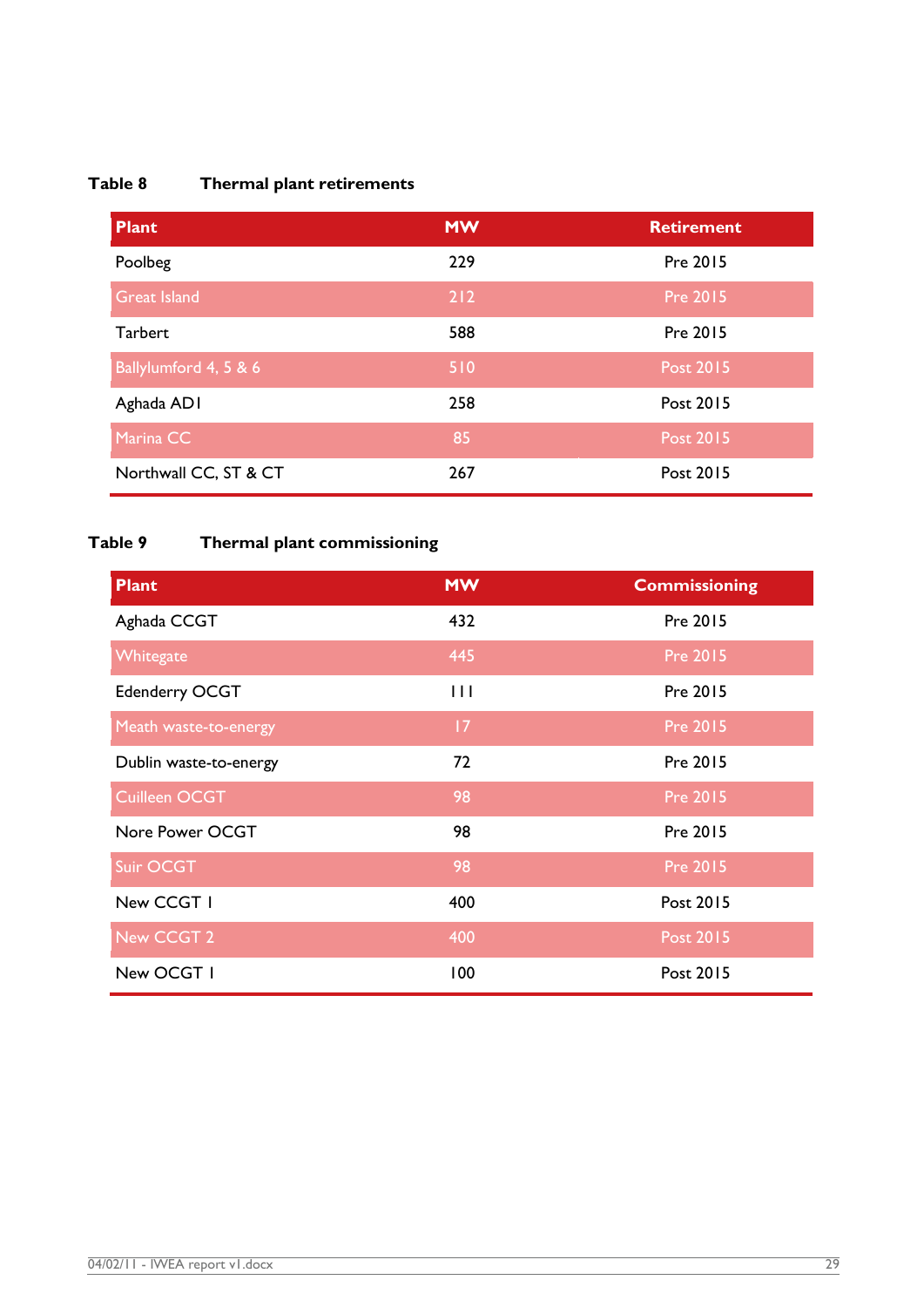**Table 8 Thermal plant retirements**

| Plant | MW | Retirement |
|---|---|---|
| Poolbeg | 229 | Pre 2015 |
| Great Island | 212 | Pre 2015 |
| Tarbert | 588 | Pre 2015 |
| Ballylumford 4, 5 & 6 | 510 | Post 2015 |
| Aghada AD1 | 258 | Post 2015 |
| Marina CC | 85 | Post 2015 |
| Northwall CC, ST & CT | 267 | Post 2015 |

**Table 9 Thermal plant commissioning**

| Plant | MW | Commissioning |
|---|---|---|
| Aghada CCGT | 432 | Pre 2015 |
| Whitegate | 445 | Pre 2015 |
| Edenderry OCGT | 111 | Pre 2015 |
| Meath waste-to-energy | 17 | Pre 2015 |
| Dublin waste-to-energy | 72 | Pre 2015 |
| Cuilleen OCGT | 98 | Pre 2015 |
| Nore Power OCGT | 98 | Pre 2015 |
| Suir OCGT | 98 | Pre 2015 |
| New CCGT 1 | 400 | Post 2015 |
| New CCGT 2 | 400 | Post 2015 |
| New OCGT 1 | 100 | Post 2015 |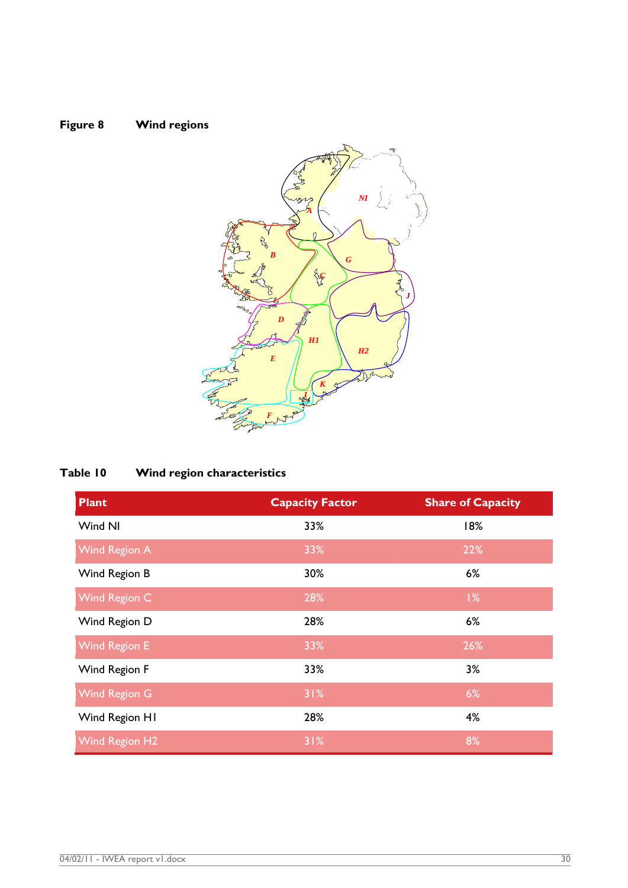**Figure 8 Wind regions**

**Table 10 Wind region characteristics**

| Plant | Capacity Factor | Share of Capacity |
|---|---|---|
| Wind NI | 33% | 18% |
| Wind Region A | 33% | 22% |
| Wind Region B | 30% | 6% |
| Wind Region C | 28% | 1% |
| Wind Region D | 28% | 6% |
| Wind Region E | 33% | 26% |
| Wind Region F | 33% | 3% |
| Wind Region G | 31% | 6% |
| Wind Region H1 | 28% | 4% |
| Wind Region H2 | 31% | 8% |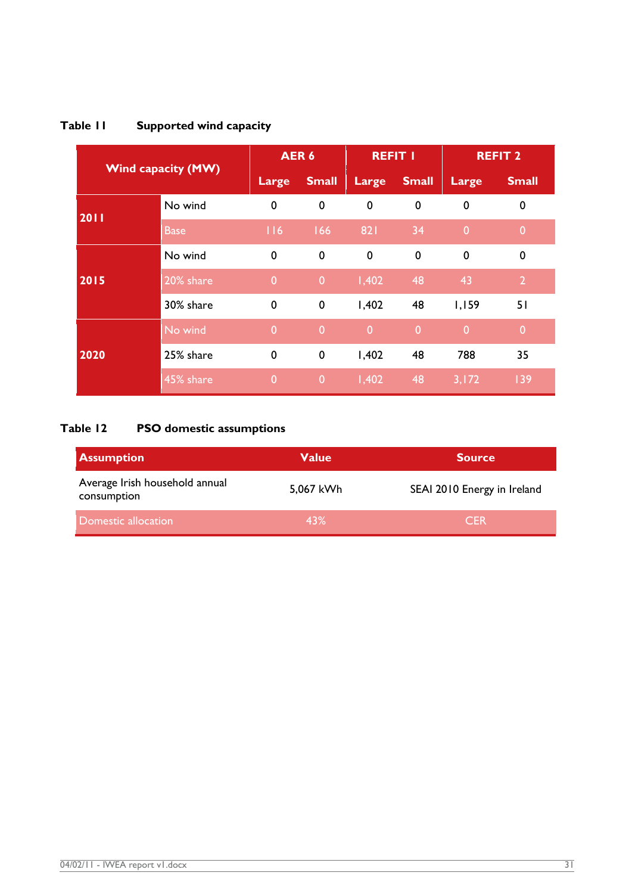**Table 11 Supported wind capacity**

| Wind capacity (MW) | | AER 6 | | REFIT 1 | | REFIT 2 | |
|---|---|---|---|---|---|---|---|
| | | Large | Small | Large | Small | Large | Small |
| 2011 | No wind | 0 | 0 | 0 | 0 | 0 | 0 |
| | Base | 116 | 166 | 821 | 34 | 0 | 0 |
| 2015 | No wind | 0 | 0 | 0 | 0 | 0 | 0 |
| | 20% share | 0 | 0 | 1,402 | 48 | 43 | 2 |
| | 30% share | 0 | 0 | 1,402 | 48 | 1,159 | 51 |
| 2020 | No wind | 0 | 0 | 0 | 0 | 0 | 0 |
| | 25% share | 0 | 0 | 1,402 | 48 | 788 | 35 |
| | 45% share | 0 | 0 | 1,402 | 48 | 3,172 | 139 |

**Table 12 PSO domestic assumptions**

| Assumption | Value | Source |
|---|---|---|
| Average Irish household annual consumption | 5,067 kWh | SEAI 2010 Energy in Ireland |
| Domestic allocation | 43% | CER |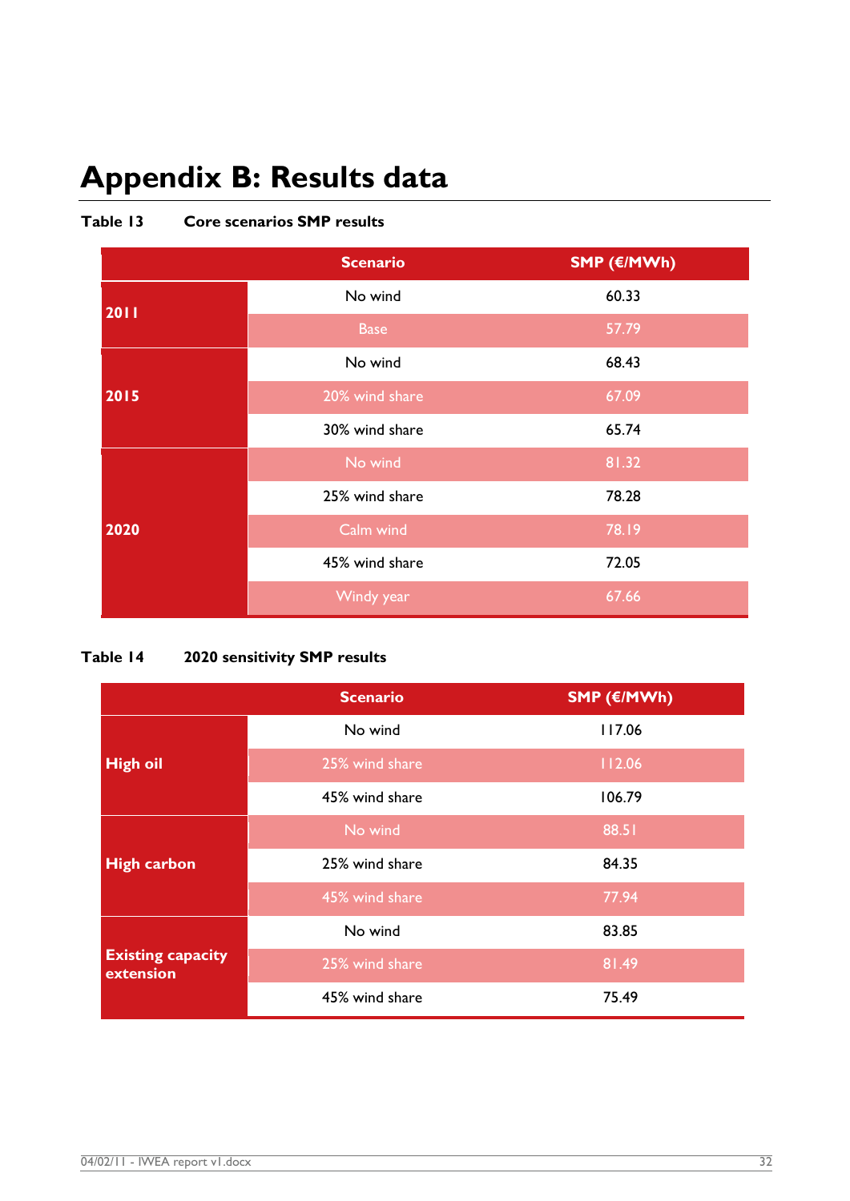# Appendix B: Results data

**Table 13 Core scenarios SMP results**

| | Scenario | SMP (€/MWh) |
|---|---|---|
| **2011** | No wind | 60.33 |
| | Base | 57.79 |
| **2015** | No wind | 68.43 |
| | 20% wind share | 67.09 |
| | 30% wind share | 65.74 |
| **2020** | No wind | 81.32 |
| | 25% wind share | 78.28 |
| | Calm wind | 78.19 |
| | 45% wind share | 72.05 |
| | Windy year | 67.66 |

**Table 14 2020 sensitivity SMP results**

| | Scenario | SMP (€/MWh) |
|---|---|---|
| **High oil** | No wind | 117.06 |
| | 25% wind share | 112.06 |
| | 45% wind share | 106.79 |
| **High carbon** | No wind | 88.51 |
| | 25% wind share | 84.35 |
| | 45% wind share | 77.94 |
| **Existing capacity extension** | No wind | 83.85 |
| | 25% wind share | 81.49 |
| | 45% wind share | 75.49 |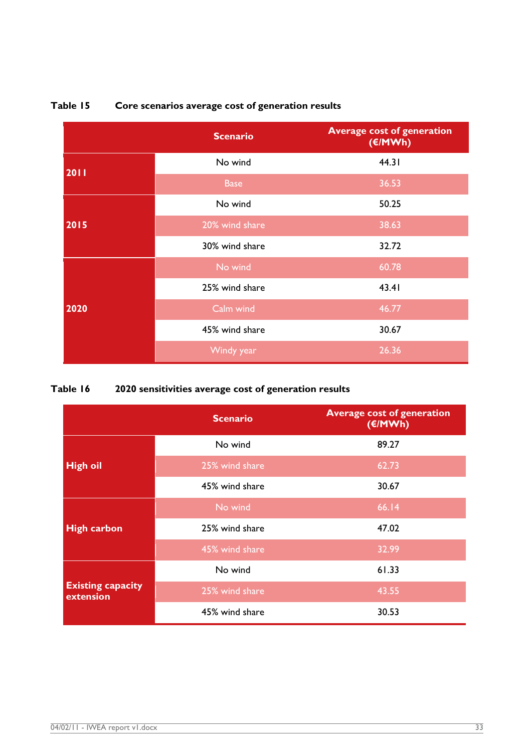**Table 15 Core scenarios average cost of generation results**

| | Scenario | Average cost of generation (€/MWh) |
|---|---|---|
| **2011** | No wind | 44.31 |
| | Base | 36.53 |
| **2015** | No wind | 50.25 |
| | 20% wind share | 38.63 |
| | 30% wind share | 32.72 |
| **2020** | No wind | 60.78 |
| | 25% wind share | 43.41 |
| | Calm wind | 46.77 |
| | 45% wind share | 30.67 |
| | Windy year | 26.36 |

**Table 16 2020 sensitivities average cost of generation results**

| | Scenario | Average cost of generation (€/MWh) |
|---|---|---|
| **High oil** | No wind | 89.27 |
| | 25% wind share | 62.73 |
| | 45% wind share | 30.67 |
| **High carbon** | No wind | 66.14 |
| | 25% wind share | 47.02 |
| | 45% wind share | 32.99 |
| **Existing capacity extension** | No wind | 61.33 |
| | 25% wind share | 43.55 |
| | 45% wind share | 30.53 |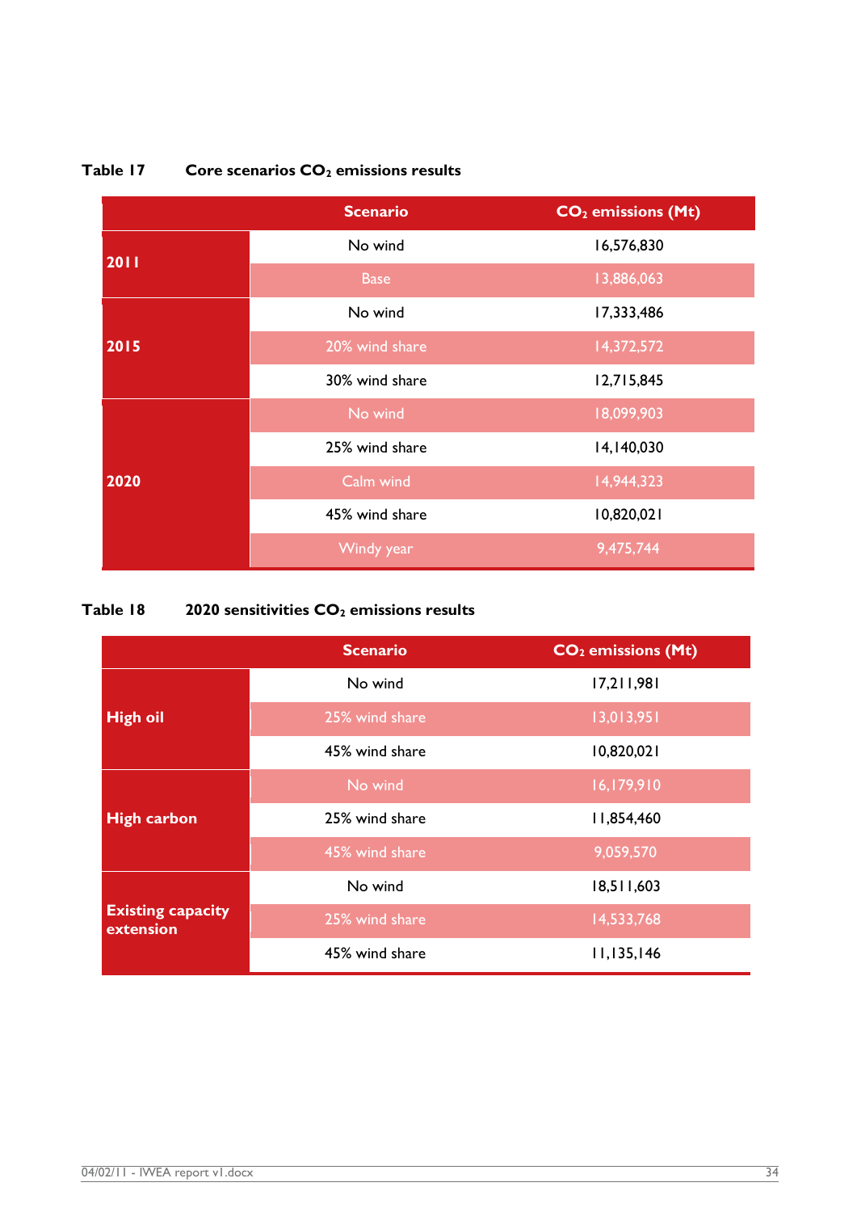**Table 17 Core scenarios $CO_2$ emissions results**

| | Scenario | $CO_2$ emissions (Mt) |
|---|---|---|
| **2011** | No wind | 16,576,830 |
| | Base | 13,886,063 |
| **2015** | No wind | 17,333,486 |
| | 20% wind share | 14,372,572 |
| | 30% wind share | 12,715,845 |
| **2020** | No wind | 18,099,903 |
| | 25% wind share | 14,140,030 |
| | Calm wind | 14,944,323 |
| | 45% wind share | 10,820,021 |
| | Windy year | 9,475,744 |

**Table 18 2020 sensitivities $CO_2$ emissions results**

| | Scenario | $CO_2$ emissions (Mt) |
|---|---|---|
| **High oil** | No wind | 17,211,981 |
| | 25% wind share | 13,013,951 |
| | 45% wind share | 10,820,021 |
| **High carbon** | No wind | 16,179,910 |
| | 25% wind share | 11,854,460 |
| | 45% wind share | 9,059,570 |
| **Existing capacity extension** | No wind | 18,511,603 |
| | 25% wind share | 14,533,768 |
| | 45% wind share | 11,135,146 |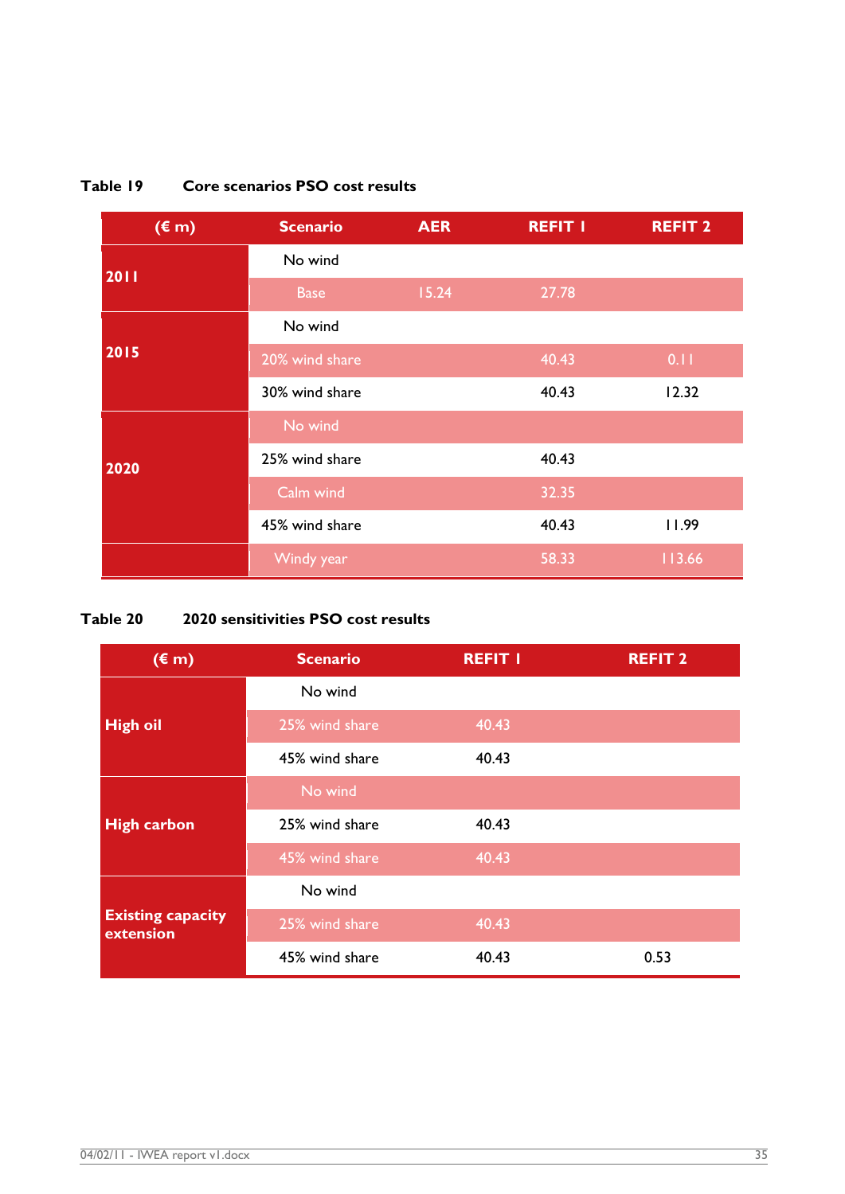**Table 19 Core scenarios PSO cost results**

| (€ m) | Scenario | AER | REFIT 1 | REFIT 2 |
|---|---|---|---|---|
| 2011 | No wind | | | |
| | Base | 15.24 | 27.78 | |
| 2015 | No wind | | | |
| | 20% wind share | | 40.43 | 0.11 |
| | 30% wind share | | 40.43 | 12.32 |
| 2020 | No wind | | | |
| | 25% wind share | | 40.43 | |
| | Calm wind | | 32.35 | |
| | 45% wind share | | 40.43 | 11.99 |
| | Windy year | | 58.33 | 113.66 |

**Table 20 2020 sensitivities PSO cost results**

| (€ m) | Scenario | REFIT 1 | REFIT 2 |
|---|---|---|---|
| High oil | No wind | | |
| | 25% wind share | 40.43 | |
| | 45% wind share | 40.43 | |
| High carbon | No wind | | |
| | 25% wind share | 40.43 | |
| | 45% wind share | 40.43 | |
| Existing capacity extension | No wind | | |
| | 25% wind share | 40.43 | |
| | 45% wind share | 40.43 | 0.53 |